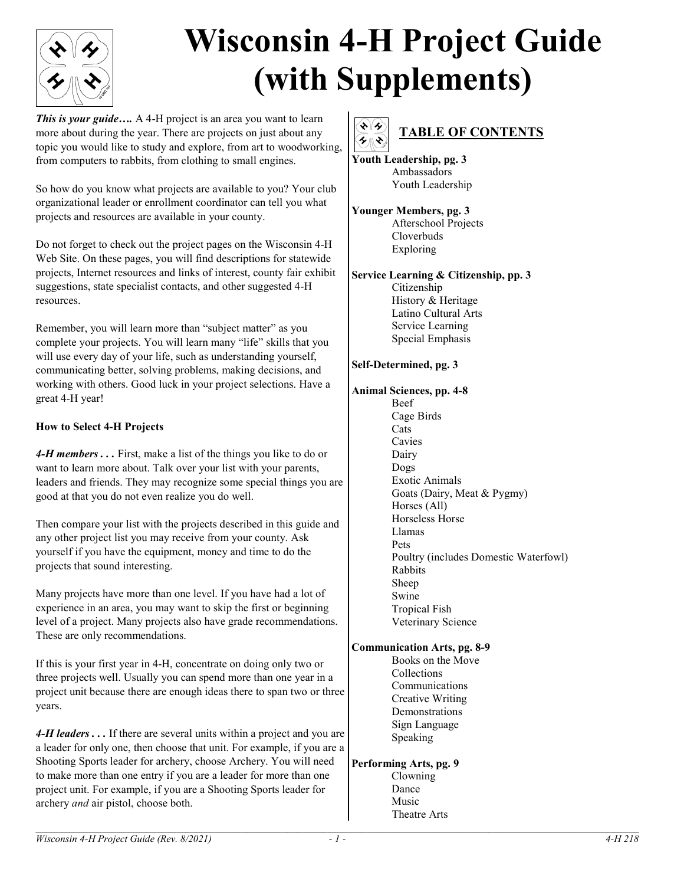# Wisconsin 4-H Project Guide (with Supplements)

***This is your guide….*** A 4-H project is an area you want to learn more about during the year. There are projects on just about any topic you would like to study and explore, from art to woodworking, from computers to rabbits, from clothing to small engines.

So how do you know what projects are available to you? Your club organizational leader or enrollment coordinator can tell you what projects and resources are available in your county.

Do not forget to check out the project pages on the Wisconsin 4-H Web Site. On these pages, you will find descriptions for statewide projects, Internet resources and links of interest, county fair exhibit suggestions, state specialist contacts, and other suggested 4-H resources.

Remember, you will learn more than "subject matter" as you complete your projects. You will learn many "life" skills that you will use every day of your life, such as understanding yourself, communicating better, solving problems, making decisions, and working with others. Good luck in your project selections. Have a great 4-H year!

**How to Select 4-H Projects**

***4-H members . . .*** First, make a list of the things you like to do or want to learn more about. Talk over your list with your parents, leaders and friends. They may recognize some special things you are good at that you do not even realize you do well.

Then compare your list with the projects described in this guide and any other project list you may receive from your county. Ask yourself if you have the equipment, money and time to do the projects that sound interesting.

Many projects have more than one level. If you have had a lot of experience in an area, you may want to skip the first or beginning level of a project. Many projects also have grade recommendations. These are only recommendations.

If this is your first year in 4-H, concentrate on doing only two or three projects well. Usually you can spend more than one year in a project unit because there are enough ideas there to span two or three years.

***4-H leaders . . .*** If there are several units within a project and you are a leader for only one, then choose that unit. For example, if you are a Shooting Sports leader for archery, choose Archery. You will need to make more than one entry if you are a leader for more than one project unit. For example, if you are a Shooting Sports leader for archery *and* air pistol, choose both.

## TABLE OF CONTENTS

**Youth Leadership, pg. 3**
- Ambassadors
- Youth Leadership

**Younger Members, pg. 3**
- Afterschool Projects
- Cloverbuds
- Exploring

**Service Learning & Citizenship, pp. 3**
- Citizenship
- History & Heritage
- Latino Cultural Arts
- Service Learning
- Special Emphasis

**Self-Determined, pg. 3**

**Animal Sciences, pp. 4-8**
- Beef
- Cage Birds
- Cats
- Cavies
- Dairy
- Dogs
- Exotic Animals
- Goats (Dairy, Meat & Pygmy)
- Horses (All)
- Horseless Horse
- Llamas
- Pets
- Poultry (includes Domestic Waterfowl)
- Rabbits
- Sheep
- Swine
- Tropical Fish
- Veterinary Science

**Communication Arts, pg. 8-9**
- Books on the Move
- Collections
- Communications
- Creative Writing
- Demonstrations
- Sign Language
- Speaking

**Performing Arts, pg. 9**
- Clowning
- Dance
- Music
- Theatre Arts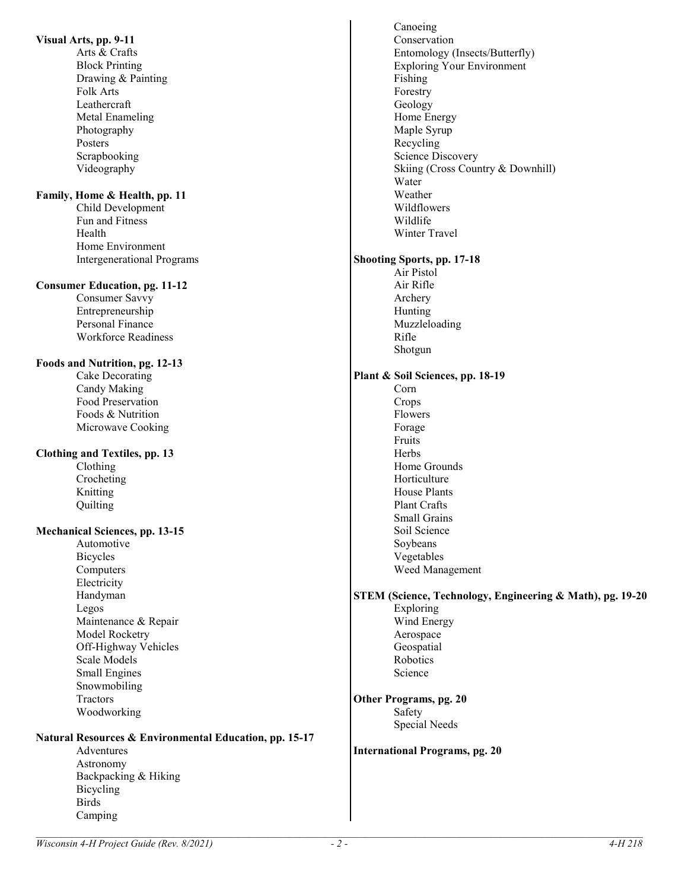**Visual Arts, pp. 9-11**
- Arts & Crafts
- Block Printing
- Drawing & Painting
- Folk Arts
- Leathercraft
- Metal Enameling
- Photography
- Posters
- Scrapbooking
- Videography

**Family, Home & Health, pp. 11**
- Child Development
- Fun and Fitness
- Health
- Home Environment
- Intergenerational Programs

**Consumer Education, pg. 11-12**
- Consumer Savvy
- Entrepreneurship
- Personal Finance
- Workforce Readiness

**Foods and Nutrition, pg. 12-13**
- Cake Decorating
- Candy Making
- Food Preservation
- Foods & Nutrition
- Microwave Cooking

**Clothing and Textiles, pp. 13**
- Clothing
- Crocheting
- Knitting
- Quilting

**Mechanical Sciences, pp. 13-15**
- Automotive
- Bicycles
- Computers
- Electricity
- Handyman
- Legos
- Maintenance & Repair
- Model Rocketry
- Off-Highway Vehicles
- Scale Models
- Small Engines
- Snowmobiling
- Tractors
- Woodworking

**Natural Resources & Environmental Education, pp. 15-17**
- Adventures
- Astronomy
- Backpacking & Hiking
- Bicycling
- Birds
- Camping
- Canoeing
- Conservation
- Entomology (Insects/Butterfly)
- Exploring Your Environment
- Fishing
- Forestry
- Geology
- Home Energy
- Maple Syrup
- Recycling
- Science Discovery
- Skiing (Cross Country & Downhill)
- Water
- Weather
- Wildflowers
- Wildlife
- Winter Travel

**Shooting Sports, pp. 17-18**
- Air Pistol
- Air Rifle
- Archery
- Hunting
- Muzzleloading
- Rifle
- Shotgun

**Plant & Soil Sciences, pp. 18-19**
- Corn
- Crops
- Flowers
- Forage
- Fruits
- Herbs
- Home Grounds
- Horticulture
- House Plants
- Plant Crafts
- Small Grains
- Soil Science
- Soybeans
- Vegetables
- Weed Management

**STEM (Science, Technology, Engineering & Math), pg. 19-20**
- Exploring
- Wind Energy
- Aerospace
- Geospatial
- Robotics
- Science

**Other Programs, pg. 20**
- Safety
- Special Needs

**International Programs, pg. 20**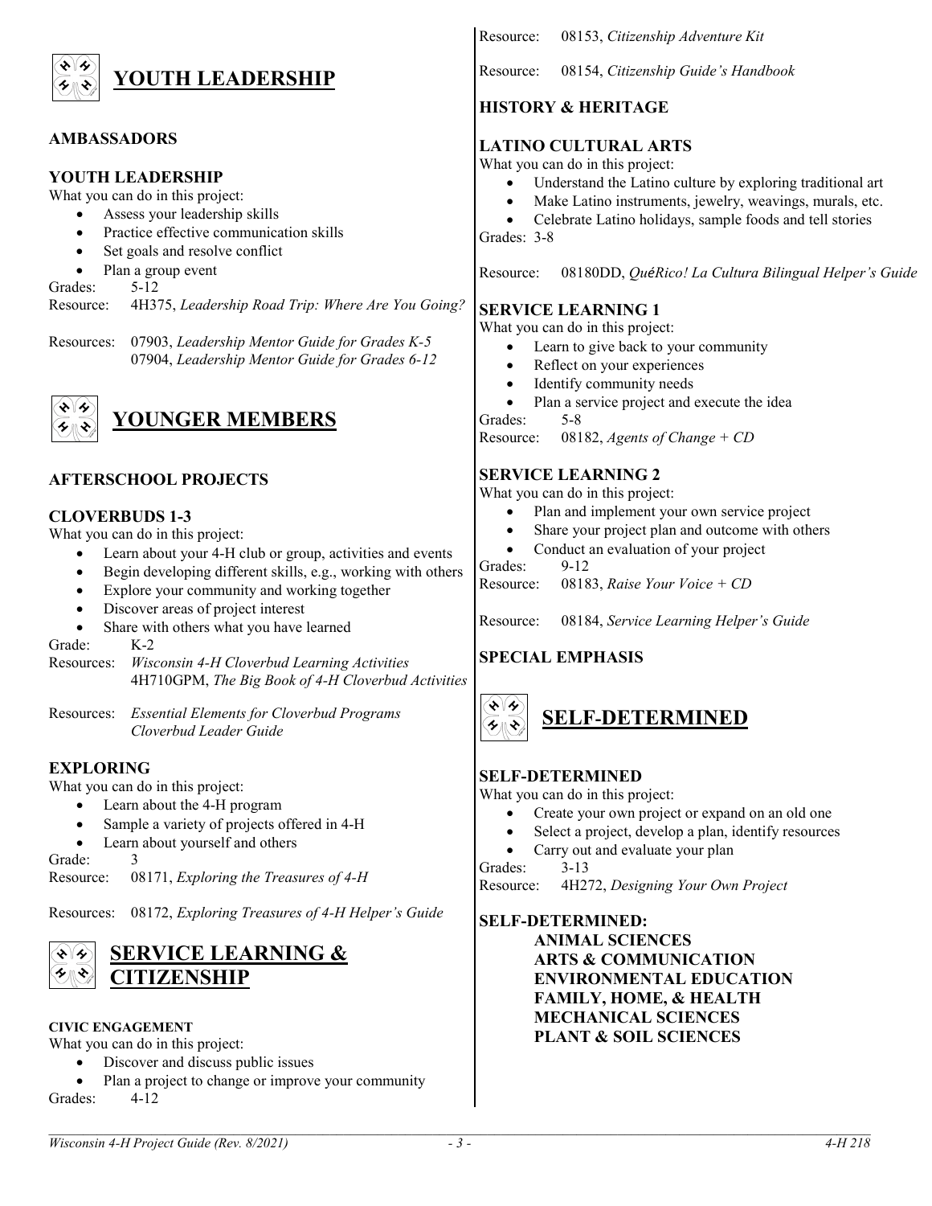# YOUTH LEADERSHIP

### AMBASSADORS

### YOUTH LEADERSHIP

What you can do in this project:

- Assess your leadership skills
- Practice effective communication skills
- Set goals and resolve conflict
- Plan a group event

Grades: 5-12

Resource: 4H375, *Leadership Road Trip: Where Are You Going?*

Resources: 07903, *Leadership Mentor Guide for Grades K-5*
07904, *Leadership Mentor Guide for Grades 6-12*

# YOUNGER MEMBERS

### AFTERSCHOOL PROJECTS

### CLOVERBUDS 1-3

What you can do in this project:

- Learn about your 4-H club or group, activities and events
- Begin developing different skills, e.g., working with others
- Explore your community and working together
- Discover areas of project interest
- Share with others what you have learned

Grade: K-2

Resources: *Wisconsin 4-H Cloverbud Learning Activities*
4H710GPM, *The Big Book of 4-H Cloverbud Activities*

Resources: *Essential Elements for Cloverbud Programs*
*Cloverbud Leader Guide*

### EXPLORING

What you can do in this project:

- Learn about the 4-H program
- Sample a variety of projects offered in 4-H
- Learn about yourself and others

Grade: 3

Resource: 08171, *Exploring the Treasures of 4-H*

Resources: 08172, *Exploring Treasures of 4-H Helper's Guide*

# SERVICE LEARNING & CITIZENSHIP

### CIVIC ENGAGEMENT

What you can do in this project:

- Discover and discuss public issues
- Plan a project to change or improve your community

Grades: 4-12

Resource: 08153, *Citizenship Adventure Kit*

Resource: 08154, *Citizenship Guide's Handbook*

### HISTORY & HERITAGE

### LATINO CULTURAL ARTS

What you can do in this project:

- Understand the Latino culture by exploring traditional art
- Make Latino instruments, jewelry, weavings, murals, etc.
- Celebrate Latino holidays, sample foods and tell stories

Grades: 3-8

Resource: 08180DD, *QuéRico! La Cultura Bilingual Helper's Guide*

### SERVICE LEARNING 1

What you can do in this project:

- Learn to give back to your community
- Reflect on your experiences
- Identify community needs
- Plan a service project and execute the idea

Grades: 5-8

Resource: 08182, *Agents of Change + CD*

### SERVICE LEARNING 2

What you can do in this project:

- Plan and implement your own service project
- Share your project plan and outcome with others
- Conduct an evaluation of your project

Grades: 9-12

Resource: 08183, *Raise Your Voice + CD*

Resource: 08184, *Service Learning Helper's Guide*

### SPECIAL EMPHASIS

# SELF-DETERMINED

### SELF-DETERMINED

What you can do in this project:

- Create your own project or expand on an old one
- Select a project, develop a plan, identify resources
- Carry out and evaluate your plan

Grades: 3-13

Resource: 4H272, *Designing Your Own Project*

### SELF-DETERMINED:

**ANIMAL SCIENCES**
**ARTS & COMMUNICATION**
**ENVIRONMENTAL EDUCATION**
**FAMILY, HOME, & HEALTH**
**MECHANICAL SCIENCES**
**PLANT & SOIL SCIENCES**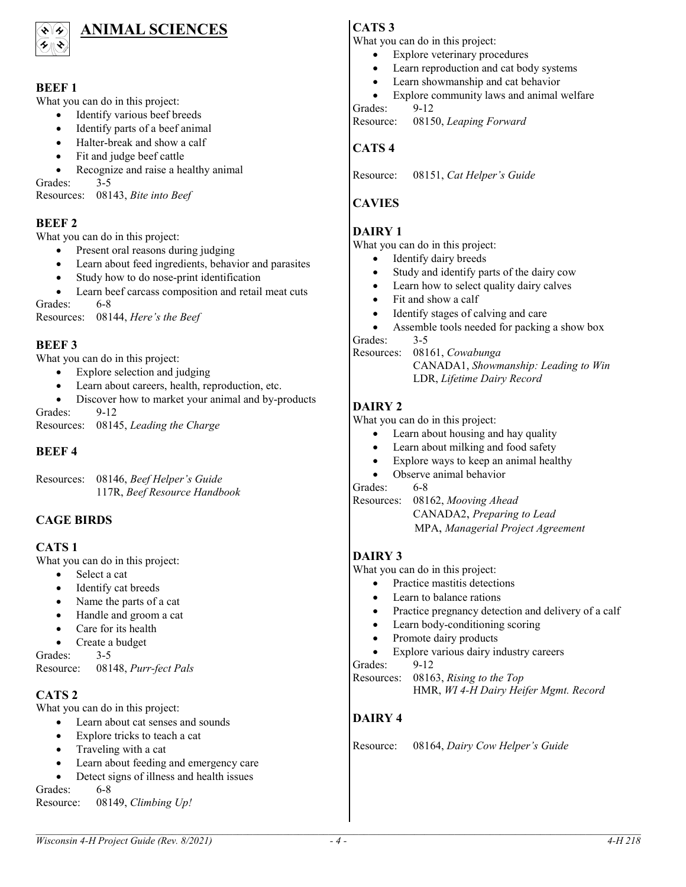# ANIMAL SCIENCES

### BEEF 1

What you can do in this project:

- Identify various beef breeds
- Identify parts of a beef animal
- Halter-break and show a calf
- Fit and judge beef cattle
- Recognize and raise a healthy animal

Grades: 3-5
Resources: 08143, *Bite into Beef*

### BEEF 2

What you can do in this project:

- Present oral reasons during judging
- Learn about feed ingredients, behavior and parasites
- Study how to do nose-print identification
- Learn beef carcass composition and retail meat cuts

Grades: 6-8
Resources: 08144, *Here's the Beef*

### BEEF 3

What you can do in this project:

- Explore selection and judging
- Learn about careers, health, reproduction, etc.
- Discover how to market your animal and by-products

Grades: 9-12
Resources: 08145, *Leading the Charge*

### BEEF 4

Resources: 08146, *Beef Helper's Guide*
117R, *Beef Resource Handbook*

### CAGE BIRDS

### CATS 1

What you can do in this project:

- Select a cat
- Identify cat breeds
- Name the parts of a cat
- Handle and groom a cat
- Care for its health
- Create a budget

Grades: 3-5
Resource: 08148, *Purr-fect Pals*

### CATS 2

What you can do in this project:

- Learn about cat senses and sounds
- Explore tricks to teach a cat
- Traveling with a cat
- Learn about feeding and emergency care
- Detect signs of illness and health issues

Grades: 6-8
Resource: 08149, *Climbing Up!*

### CATS 3

What you can do in this project:

- Explore veterinary procedures
- Learn reproduction and cat body systems
- Learn showmanship and cat behavior
- Explore community laws and animal welfare

Grades: 9-12
Resource: 08150, *Leaping Forward*

### CATS 4

Resource: 08151, *Cat Helper's Guide*

### CAVIES

### DAIRY 1

What you can do in this project:

- Identify dairy breeds
- Study and identify parts of the dairy cow
- Learn how to select quality dairy calves
- Fit and show a calf
- Identify stages of calving and care
- Assemble tools needed for packing a show box

Grades: 3-5
Resources: 08161, *Cowabunga*
CANADA1, *Showmanship: Leading to Win*
LDR, *Lifetime Dairy Record*

### DAIRY 2

What you can do in this project:

- Learn about housing and hay quality
- Learn about milking and food safety
- Explore ways to keep an animal healthy
- Observe animal behavior

Grades: 6-8
Resources: 08162, *Mooving Ahead*
CANADA2, *Preparing to Lead*
MPA, *Managerial Project Agreement*

### DAIRY 3

What you can do in this project:

- Practice mastitis detections
- Learn to balance rations
- Practice pregnancy detection and delivery of a calf
- Learn body-conditioning scoring
- Promote dairy products
- Explore various dairy industry careers

Grades: 9-12
Resources: 08163, *Rising to the Top*
HMR, *WI 4-H Dairy Heifer Mgmt. Record*

### DAIRY 4

Resource: 08164, *Dairy Cow Helper's Guide*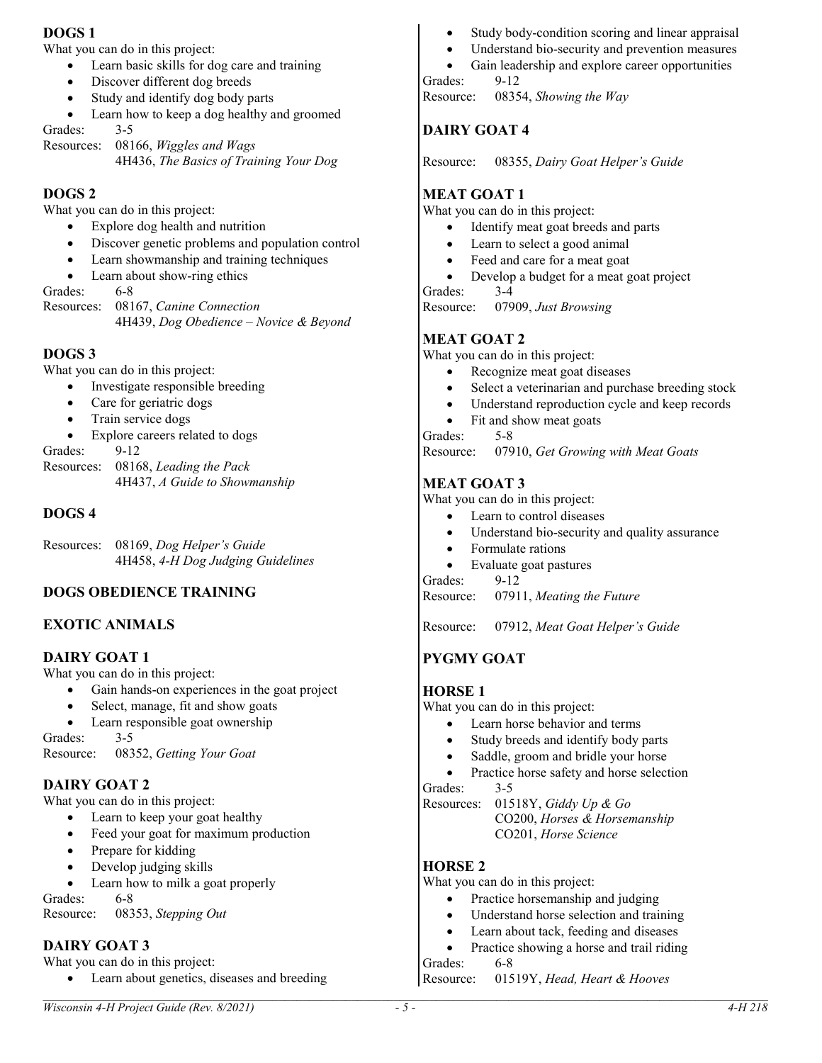## DOGS 1

What you can do in this project:

- Learn basic skills for dog care and training
- Discover different dog breeds
- Study and identify dog body parts
- Learn how to keep a dog healthy and groomed

Grades: 3-5

Resources: 08166, *Wiggles and Wags*
4H436, *The Basics of Training Your Dog*

## DOGS 2

What you can do in this project:

- Explore dog health and nutrition
- Discover genetic problems and population control
- Learn showmanship and training techniques
- Learn about show-ring ethics

Grades: 6-8

Resources: 08167, *Canine Connection*
4H439, *Dog Obedience – Novice & Beyond*

## DOGS 3

What you can do in this project:

- Investigate responsible breeding
- Care for geriatric dogs
- Train service dogs
- Explore careers related to dogs

Grades: 9-12

Resources: 08168, *Leading the Pack*
4H437, *A Guide to Showmanship*

## DOGS 4

Resources: 08169, *Dog Helper's Guide*
4H458, *4-H Dog Judging Guidelines*

## DOGS OBEDIENCE TRAINING

## EXOTIC ANIMALS

## DAIRY GOAT 1

What you can do in this project:

- Gain hands-on experiences in the goat project
- Select, manage, fit and show goats
- Learn responsible goat ownership

Grades: 3-5

Resource: 08352, *Getting Your Goat*

## DAIRY GOAT 2

What you can do in this project:

- Learn to keep your goat healthy
- Feed your goat for maximum production
- Prepare for kidding
- Develop judging skills
- Learn how to milk a goat properly

Grades: 6-8

Resource: 08353, *Stepping Out*

## DAIRY GOAT 3

What you can do in this project:

- Learn about genetics, diseases and breeding
- Study body-condition scoring and linear appraisal
- Understand bio-security and prevention measures
- Gain leadership and explore career opportunities

Grades: 9-12

Resource: 08354, *Showing the Way*

## DAIRY GOAT 4

Resource: 08355, *Dairy Goat Helper's Guide*

## MEAT GOAT 1

What you can do in this project:

- Identify meat goat breeds and parts
- Learn to select a good animal
- Feed and care for a meat goat
- Develop a budget for a meat goat project

Grades: 3-4

Resource: 07909, *Just Browsing*

## MEAT GOAT 2

What you can do in this project:

- Recognize meat goat diseases
- Select a veterinarian and purchase breeding stock
- Understand reproduction cycle and keep records
- Fit and show meat goats

Grades: 5-8

Resource: 07910, *Get Growing with Meat Goats*

## MEAT GOAT 3

What you can do in this project:

- Learn to control diseases
- Understand bio-security and quality assurance
- Formulate rations
- Evaluate goat pastures

Grades: 9-12

Resource: 07911, *Meating the Future*

Resource: 07912, *Meat Goat Helper's Guide*

## PYGMY GOAT

## HORSE 1

What you can do in this project:

- Learn horse behavior and terms
- Study breeds and identify body parts
- Saddle, groom and bridle your horse
- Practice horse safety and horse selection

Grades: 3-5

Resources: 01518Y, *Giddy Up & Go*
CO200, *Horses & Horsemanship*
CO201, *Horse Science*

## HORSE 2

What you can do in this project:

- Practice horsemanship and judging
- Understand horse selection and training
- Learn about tack, feeding and diseases
- Practice showing a horse and trail riding

Grades: 6-8

Resource: 01519Y, *Head, Heart & Hooves*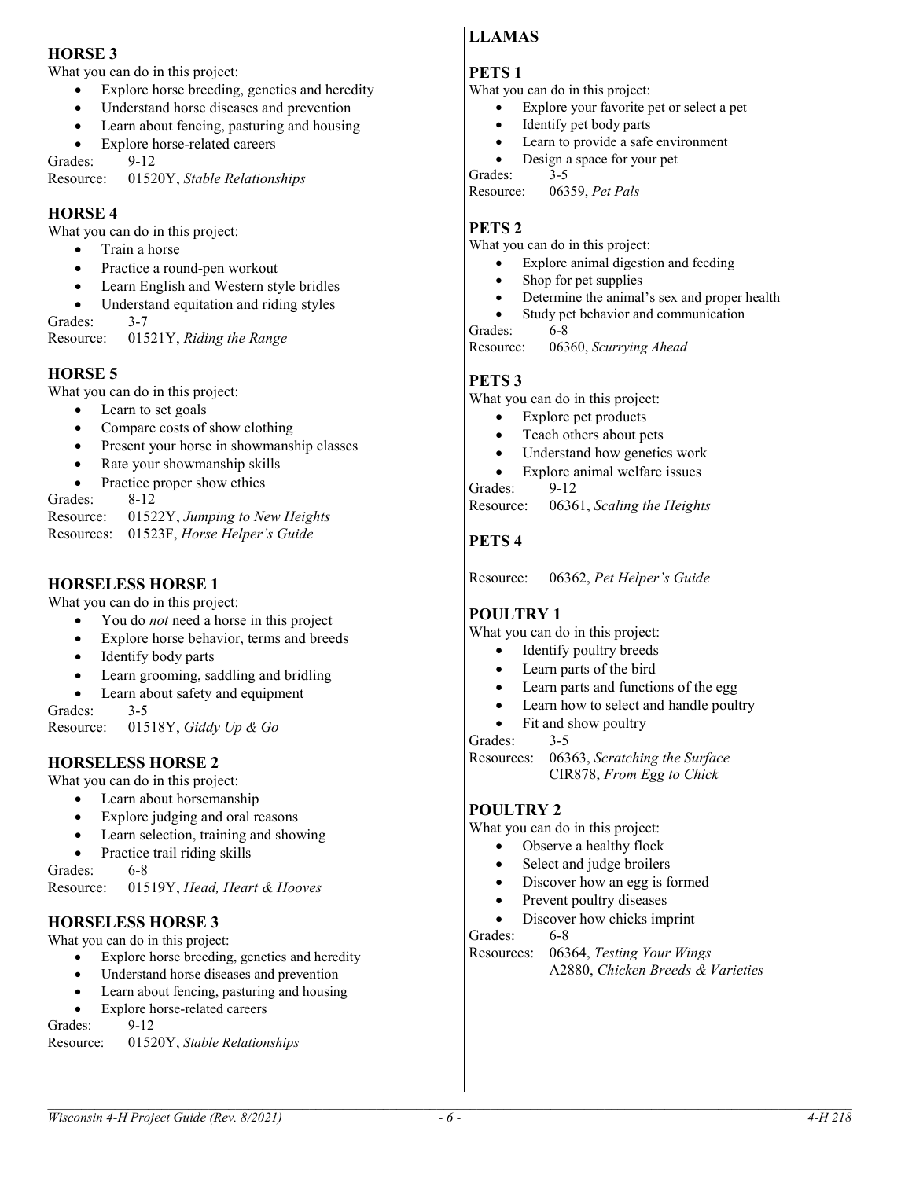### HORSE 3

What you can do in this project:

- Explore horse breeding, genetics and heredity
- Understand horse diseases and prevention
- Learn about fencing, pasturing and housing
- Explore horse-related careers

Grades: 9-12
Resource: 01520Y, *Stable Relationships*

### HORSE 4

What you can do in this project:

- Train a horse
- Practice a round-pen workout
- Learn English and Western style bridles
- Understand equitation and riding styles

Grades: 3-7
Resource: 01521Y, *Riding the Range*

### HORSE 5

What you can do in this project:

- Learn to set goals
- Compare costs of show clothing
- Present your horse in showmanship classes
- Rate your showmanship skills
- Practice proper show ethics

Grades: 8-12
Resource: 01522Y, *Jumping to New Heights*
Resources: 01523F, *Horse Helper's Guide*

### HORSELESS HORSE 1

What you can do in this project:

- You do *not* need a horse in this project
- Explore horse behavior, terms and breeds
- Identify body parts
- Learn grooming, saddling and bridling
- Learn about safety and equipment

Grades: 3-5
Resource: 01518Y, *Giddy Up & Go*

### HORSELESS HORSE 2

What you can do in this project:

- Learn about horsemanship
- Explore judging and oral reasons
- Learn selection, training and showing
- Practice trail riding skills

Grades: 6-8
Resource: 01519Y, *Head, Heart & Hooves*

### HORSELESS HORSE 3

What you can do in this project:

- Explore horse breeding, genetics and heredity
- Understand horse diseases and prevention
- Learn about fencing, pasturing and housing
- Explore horse-related careers

Grades: 9-12
Resource: 01520Y, *Stable Relationships*

### LLAMAS

### PETS 1

What you can do in this project:

- Explore your favorite pet or select a pet
- Identify pet body parts
- Learn to provide a safe environment
- Design a space for your pet

Grades: 3-5
Resource: 06359, *Pet Pals*

### PETS 2

What you can do in this project:

- Explore animal digestion and feeding
- Shop for pet supplies
- Determine the animal's sex and proper health
- Study pet behavior and communication

Grades: 6-8
Resource: 06360, *Scurrying Ahead*

### PETS 3

What you can do in this project:

- Explore pet products
- Teach others about pets
- Understand how genetics work
- Explore animal welfare issues

Grades: 9-12
Resource: 06361, *Scaling the Heights*

### PETS 4

Resource: 06362, *Pet Helper's Guide*

### POULTRY 1

What you can do in this project:

- Identify poultry breeds
- Learn parts of the bird
- Learn parts and functions of the egg
- Learn how to select and handle poultry
- Fit and show poultry

Grades: 3-5
Resources: 06363, *Scratching the Surface*
CIR878, *From Egg to Chick*

### POULTRY 2

What you can do in this project:

- Observe a healthy flock
- Select and judge broilers
- Discover how an egg is formed
- Prevent poultry diseases
- Discover how chicks imprint

Grades: 6-8
Resources: 06364, *Testing Your Wings*
A2880, *Chicken Breeds & Varieties*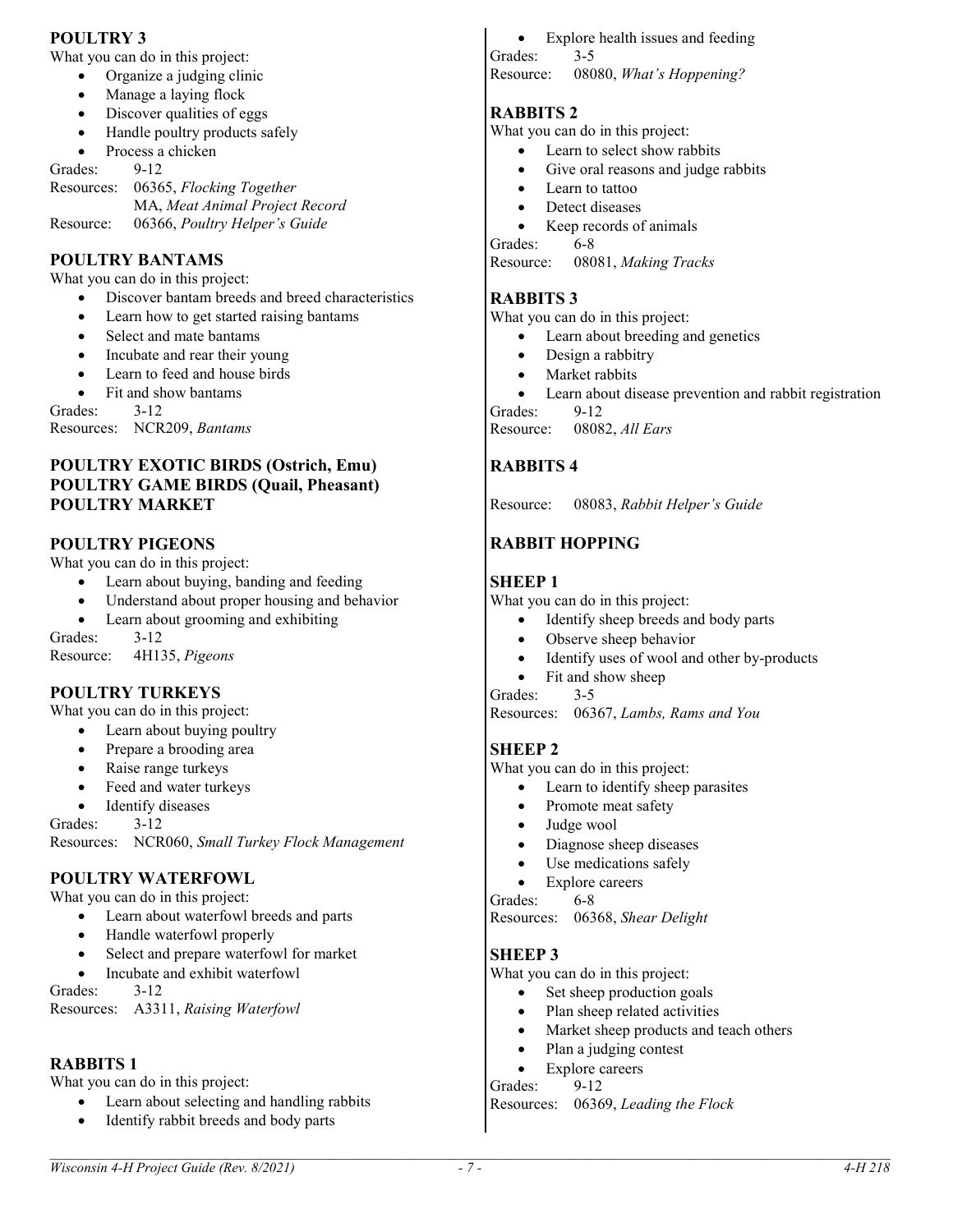## POULTRY 3

What you can do in this project:

- Organize a judging clinic
- Manage a laying flock
- Discover qualities of eggs
- Handle poultry products safely
- Process a chicken

Grades: 9-12

Resources: 06365, *Flocking Together*
MA, *Meat Animal Project Record*

Resource: 06366, *Poultry Helper's Guide*

## POULTRY BANTAMS

What you can do in this project:

- Discover bantam breeds and breed characteristics
- Learn how to get started raising bantams
- Select and mate bantams
- Incubate and rear their young
- Learn to feed and house birds
- Fit and show bantams

Grades: 3-12

Resources: NCR209, *Bantams*

## POULTRY EXOTIC BIRDS (Ostrich, Emu)
## POULTRY GAME BIRDS (Quail, Pheasant)
## POULTRY MARKET

## POULTRY PIGEONS

What you can do in this project:

- Learn about buying, banding and feeding
- Understand about proper housing and behavior
- Learn about grooming and exhibiting

Grades: 3-12

Resource: 4H135, *Pigeons*

## POULTRY TURKEYS

What you can do in this project:

- Learn about buying poultry
- Prepare a brooding area
- Raise range turkeys
- Feed and water turkeys
- Identify diseases

Grades: 3-12

Resources: NCR060, *Small Turkey Flock Management*

## POULTRY WATERFOWL

What you can do in this project:

- Learn about waterfowl breeds and parts
- Handle waterfowl properly
- Select and prepare waterfowl for market
- Incubate and exhibit waterfowl

Grades: 3-12

Resources: A3311, *Raising Waterfowl*

## RABBITS 1

What you can do in this project:

- Learn about selecting and handling rabbits
- Identify rabbit breeds and body parts
- Explore health issues and feeding

Grades: 3-5

Resource: 08080, *What's Hoppening?*

## RABBITS 2

What you can do in this project:

- Learn to select show rabbits
- Give oral reasons and judge rabbits
- Learn to tattoo
- Detect diseases
- Keep records of animals

Grades: 6-8

Resource: 08081, *Making Tracks*

## RABBITS 3

What you can do in this project:

- Learn about breeding and genetics
- Design a rabbitry
- Market rabbits
- Learn about disease prevention and rabbit registration

Grades: 9-12

Resource: 08082, *All Ears*

## RABBITS 4

Resource: 08083, *Rabbit Helper's Guide*

## RABBIT HOPPING

## SHEEP 1

What you can do in this project:

- Identify sheep breeds and body parts
- Observe sheep behavior
- Identify uses of wool and other by-products
- Fit and show sheep

Grades: 3-5

Resources: 06367, *Lambs, Rams and You*

## SHEEP 2

What you can do in this project:

- Learn to identify sheep parasites
- Promote meat safety
- Judge wool
- Diagnose sheep diseases
- Use medications safely
- Explore careers

Grades: 6-8

Resources: 06368, *Shear Delight*

## SHEEP 3

What you can do in this project:

- Set sheep production goals
- Plan sheep related activities
- Market sheep products and teach others
- Plan a judging contest
- Explore careers

Grades: 9-12

Resources: 06369, *Leading the Flock*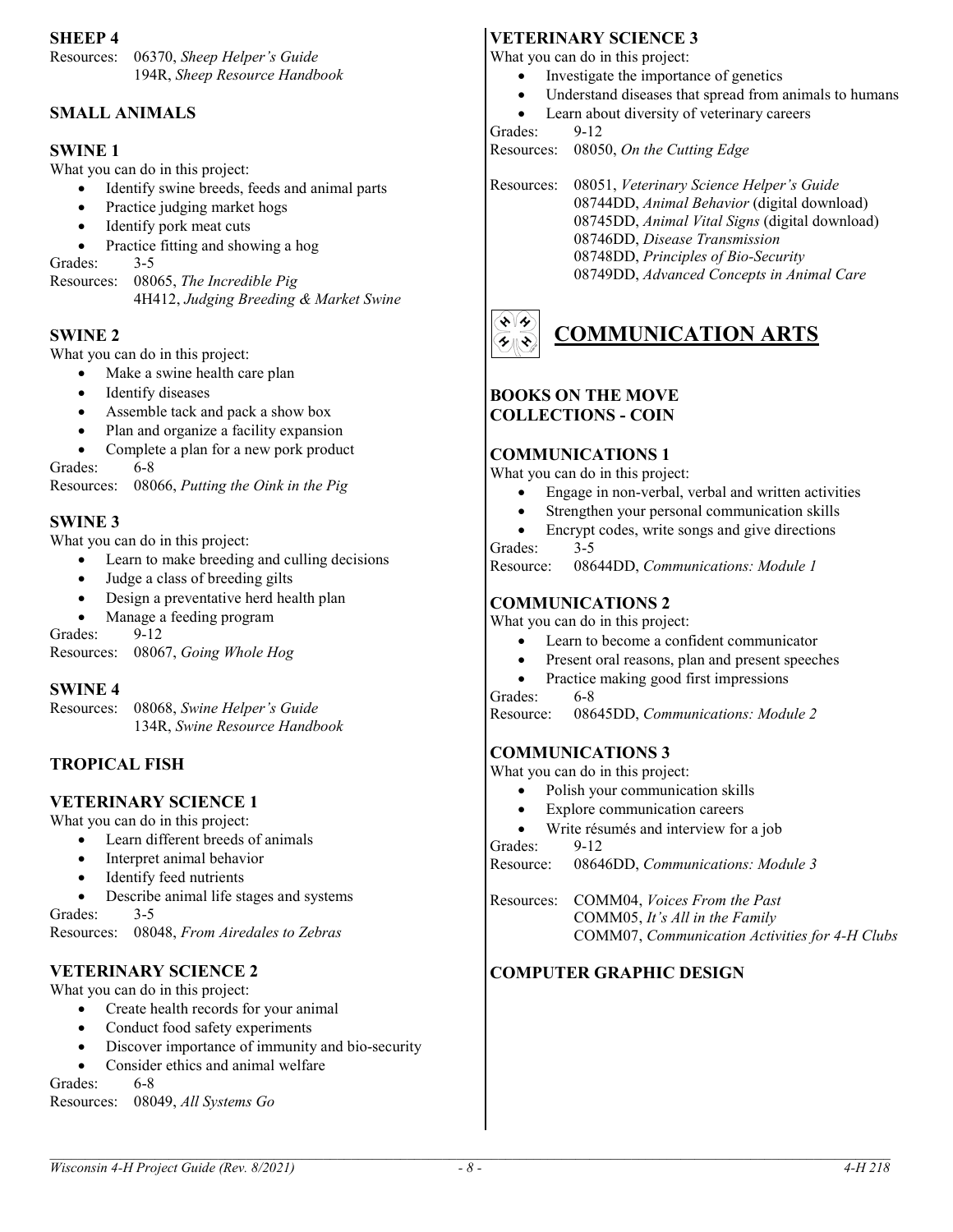### SHEEP 4

Resources: 06370, *Sheep Helper's Guide*
194R, *Sheep Resource Handbook*

### SMALL ANIMALS

### SWINE 1

What you can do in this project:

- Identify swine breeds, feeds and animal parts
- Practice judging market hogs
- Identify pork meat cuts
- Practice fitting and showing a hog

Grades: 3-5
Resources: 08065, *The Incredible Pig*
4H412, *Judging Breeding & Market Swine*

### SWINE 2

What you can do in this project:

- Make a swine health care plan
- Identify diseases
- Assemble tack and pack a show box
- Plan and organize a facility expansion
- Complete a plan for a new pork product

Grades: 6-8
Resources: 08066, *Putting the Oink in the Pig*

### SWINE 3

What you can do in this project:

- Learn to make breeding and culling decisions
- Judge a class of breeding gilts
- Design a preventative herd health plan
- Manage a feeding program

Grades: 9-12
Resources: 08067, *Going Whole Hog*

### SWINE 4

Resources: 08068, *Swine Helper's Guide*
134R, *Swine Resource Handbook*

### TROPICAL FISH

### VETERINARY SCIENCE 1

What you can do in this project:

- Learn different breeds of animals
- Interpret animal behavior
- Identify feed nutrients
- Describe animal life stages and systems

Grades: 3-5
Resources: 08048, *From Airedales to Zebras*

### VETERINARY SCIENCE 2

What you can do in this project:

- Create health records for your animal
- Conduct food safety experiments
- Discover importance of immunity and bio-security
- Consider ethics and animal welfare

Grades: 6-8
Resources: 08049, *All Systems Go*

### VETERINARY SCIENCE 3

What you can do in this project:

- Investigate the importance of genetics
- Understand diseases that spread from animals to humans
- Learn about diversity of veterinary careers

Grades: 9-12
Resources: 08050, *On the Cutting Edge*

Resources: 08051, *Veterinary Science Helper's Guide*
08744DD, *Animal Behavior* (digital download)
08745DD, *Animal Vital Signs* (digital download)
08746DD, *Disease Transmission*
08748DD, *Principles of Bio-Security*
08749DD, *Advanced Concepts in Animal Care*

## COMMUNICATION ARTS

### BOOKS ON THE MOVE

### COLLECTIONS - COIN

### COMMUNICATIONS 1

What you can do in this project:

- Engage in non-verbal, verbal and written activities
- Strengthen your personal communication skills
- Encrypt codes, write songs and give directions

Grades: 3-5
Resource: 08644DD, *Communications: Module 1*

### COMMUNICATIONS 2

What you can do in this project:

- Learn to become a confident communicator
- Present oral reasons, plan and present speeches
- Practice making good first impressions

Grades: 6-8
Resource: 08645DD, *Communications: Module 2*

### COMMUNICATIONS 3

What you can do in this project:

- Polish your communication skills
- Explore communication careers
- Write résumés and interview for a job

Grades: 9-12
Resource: 08646DD, *Communications: Module 3*

Resources: COMM04, *Voices From the Past*
COMM05, *It's All in the Family*
COMM07, *Communication Activities for 4-H Clubs*

### COMPUTER GRAPHIC DESIGN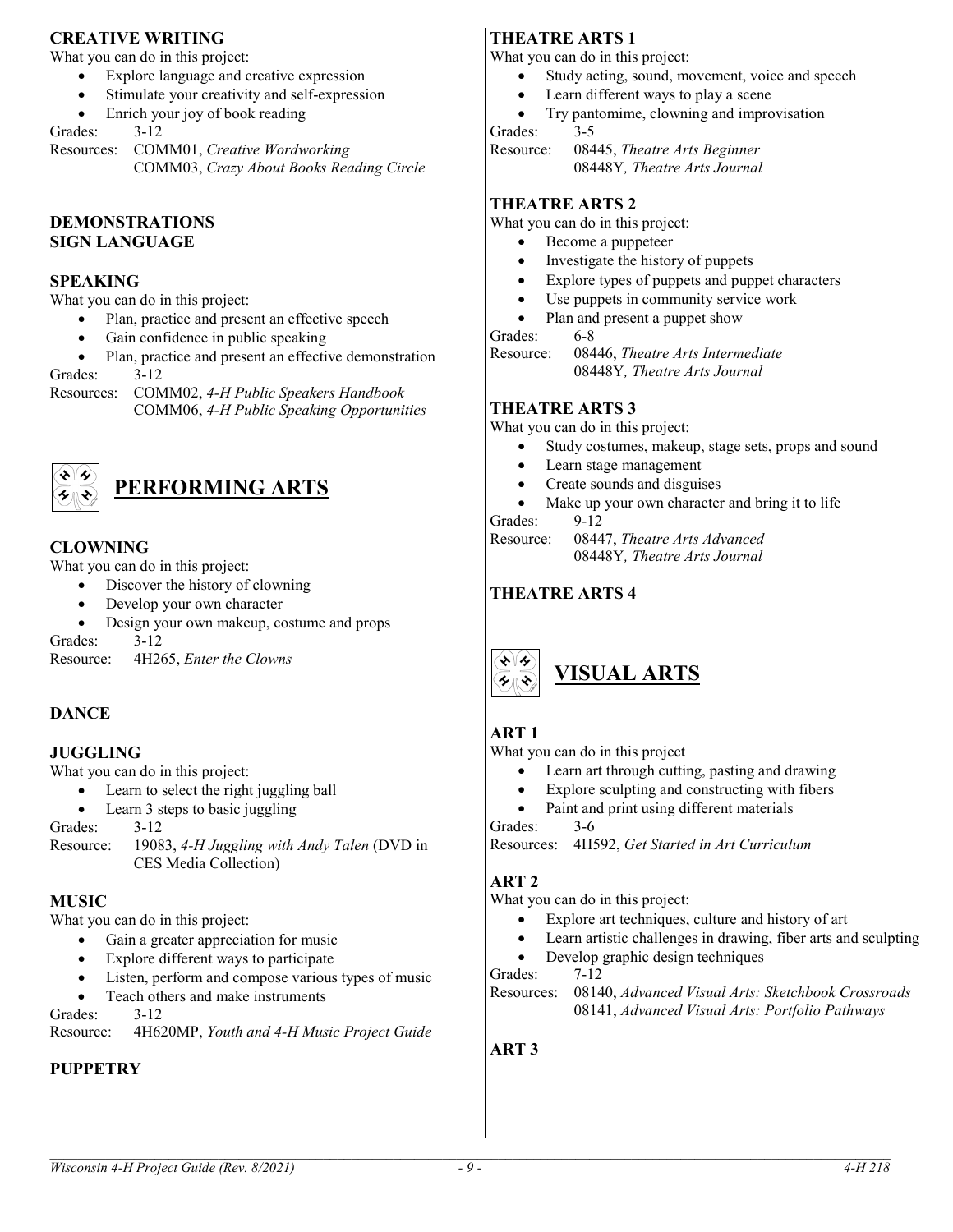### CREATIVE WRITING

What you can do in this project:

- Explore language and creative expression
- Stimulate your creativity and self-expression
- Enrich your joy of book reading

Grades: 3-12

Resources: COMM01, *Creative Wordworking*
COMM03, *Crazy About Books Reading Circle*

### DEMONSTRATIONS

### SIGN LANGUAGE

### SPEAKING

What you can do in this project:

- Plan, practice and present an effective speech
- Gain confidence in public speaking
- Plan, practice and present an effective demonstration

Grades: 3-12

Resources: COMM02, *4-H Public Speakers Handbook*
COMM06, *4-H Public Speaking Opportunities*

## PERFORMING ARTS

### CLOWNING

What you can do in this project:

- Discover the history of clowning
- Develop your own character
- Design your own makeup, costume and props

Grades: 3-12

Resource: 4H265, *Enter the Clowns*

### DANCE

### JUGGLING

What you can do in this project:

- Learn to select the right juggling ball
- Learn 3 steps to basic juggling

Grades: 3-12

Resource: 19083, *4-H Juggling with Andy Talen* (DVD in CES Media Collection)

### MUSIC

What you can do in this project:

- Gain a greater appreciation for music
- Explore different ways to participate
- Listen, perform and compose various types of music
- Teach others and make instruments

Grades: 3-12

Resource: 4H620MP, *Youth and 4-H Music Project Guide*

### PUPPETRY

### THEATRE ARTS 1

What you can do in this project:

- Study acting, sound, movement, voice and speech
- Learn different ways to play a scene
- Try pantomime, clowning and improvisation

Grades: 3-5

Resource: 08445, *Theatre Arts Beginner*
08448Y, *Theatre Arts Journal*

### THEATRE ARTS 2

What you can do in this project:

- Become a puppeteer
- Investigate the history of puppets
- Explore types of puppets and puppet characters
- Use puppets in community service work
- Plan and present a puppet show

Grades: 6-8

Resource: 08446, *Theatre Arts Intermediate*
08448Y, *Theatre Arts Journal*

### THEATRE ARTS 3

What you can do in this project:

- Study costumes, makeup, stage sets, props and sound
- Learn stage management
- Create sounds and disguises
- Make up your own character and bring it to life

Grades: 9-12

Resource: 08447, *Theatre Arts Advanced*
08448Y, *Theatre Arts Journal*

### THEATRE ARTS 4

## VISUAL ARTS

### ART 1

What you can do in this project

- Learn art through cutting, pasting and drawing
- Explore sculpting and constructing with fibers
- Paint and print using different materials

Grades: 3-6

Resources: 4H592, *Get Started in Art Curriculum*

### ART 2

What you can do in this project:

- Explore art techniques, culture and history of art
- Learn artistic challenges in drawing, fiber arts and sculpting
- Develop graphic design techniques

Grades: 7-12

Resources: 08140, *Advanced Visual Arts: Sketchbook Crossroads*
08141, *Advanced Visual Arts: Portfolio Pathways*

### ART 3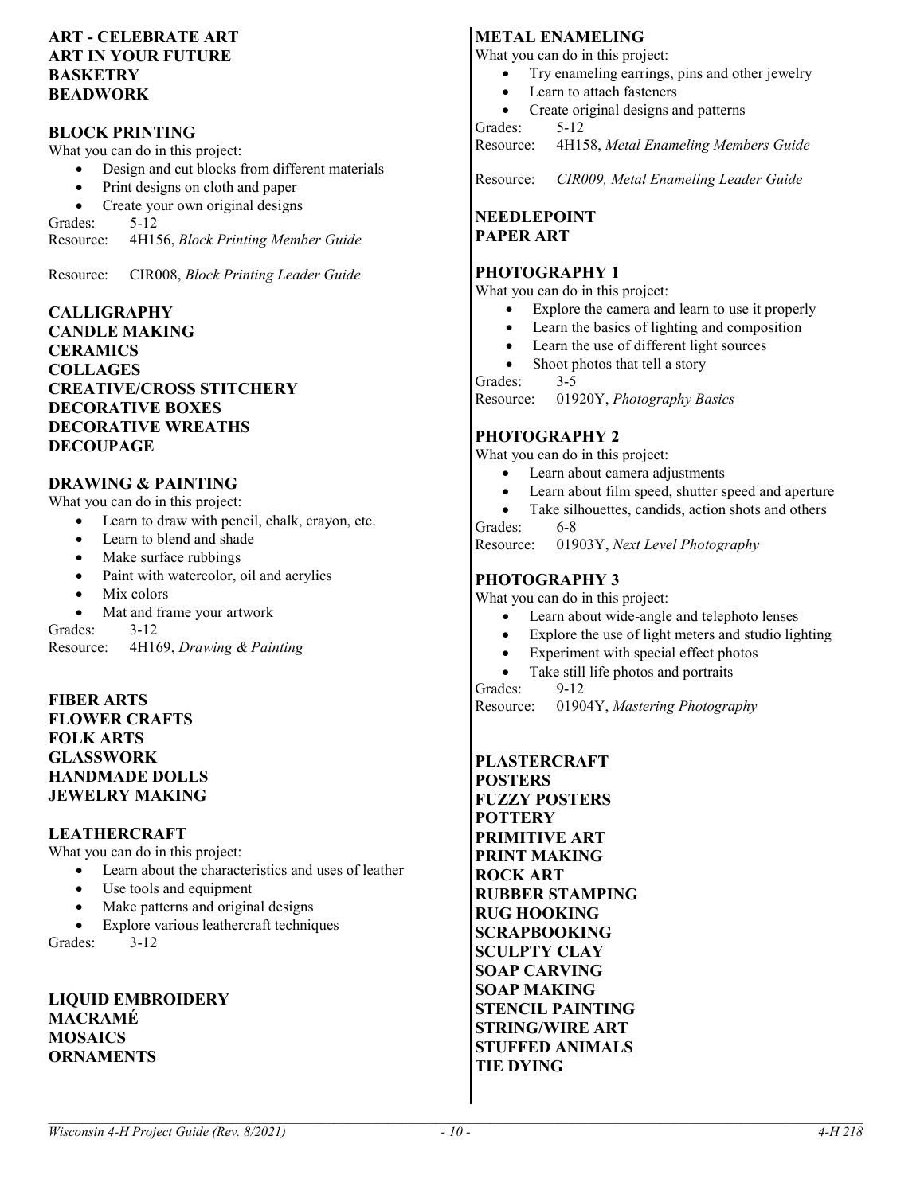**ART - CELEBRATE ART**
**ART IN YOUR FUTURE**
**BASKETRY**
**BEADWORK**

**BLOCK PRINTING**

What you can do in this project:

- Design and cut blocks from different materials
- Print designs on cloth and paper
- Create your own original designs

Grades: 5-12
Resource: 4H156, *Block Printing Member Guide*

Resource: CIR008, *Block Printing Leader Guide*

**CALLIGRAPHY**
**CANDLE MAKING**
**CERAMICS**
**COLLAGES**
**CREATIVE/CROSS STITCHERY**
**DECORATIVE BOXES**
**DECORATIVE WREATHS**
**DECOUPAGE**

**DRAWING & PAINTING**

What you can do in this project:

- Learn to draw with pencil, chalk, crayon, etc.
- Learn to blend and shade
- Make surface rubbings
- Paint with watercolor, oil and acrylics
- Mix colors
- Mat and frame your artwork

Grades: 3-12
Resource: 4H169, *Drawing & Painting*

**FIBER ARTS**
**FLOWER CRAFTS**
**FOLK ARTS**
**GLASSWORK**
**HANDMADE DOLLS**
**JEWELRY MAKING**

**LEATHERCRAFT**

What you can do in this project:

- Learn about the characteristics and uses of leather
- Use tools and equipment
- Make patterns and original designs
- Explore various leathercraft techniques

Grades: 3-12

**LIQUID EMBROIDERY**
**MACRAMÉ**
**MOSAICS**
**ORNAMENTS**

**METAL ENAMELING**

What you can do in this project:

- Try enameling earrings, pins and other jewelry
- Learn to attach fasteners
- Create original designs and patterns

Grades: 5-12
Resource: 4H158, *Metal Enameling Members Guide*

Resource: *CIR009, Metal Enameling Leader Guide*

**NEEDLEPOINT**
**PAPER ART**

**PHOTOGRAPHY 1**

What you can do in this project:

- Explore the camera and learn to use it properly
- Learn the basics of lighting and composition
- Learn the use of different light sources
- Shoot photos that tell a story

Grades: 3-5
Resource: 01920Y, *Photography Basics*

**PHOTOGRAPHY 2**

What you can do in this project:

- Learn about camera adjustments
- Learn about film speed, shutter speed and aperture
- Take silhouettes, candids, action shots and others

Grades: 6-8
Resource: 01903Y, *Next Level Photography*

**PHOTOGRAPHY 3**

What you can do in this project:

- Learn about wide-angle and telephoto lenses
- Explore the use of light meters and studio lighting
- Experiment with special effect photos
- Take still life photos and portraits

Grades: 9-12
Resource: 01904Y, *Mastering Photography*

**PLASTERCRAFT**
**POSTERS**
**FUZZY POSTERS**
**POTTERY**
**PRIMITIVE ART**
**PRINT MAKING**
**ROCK ART**
**RUBBER STAMPING**
**RUG HOOKING**
**SCRAPBOOKING**
**SCULPTY CLAY**
**SOAP CARVING**
**SOAP MAKING**
**STENCIL PAINTING**
**STRING/WIRE ART**
**STUFFED ANIMALS**
**TIE DYING**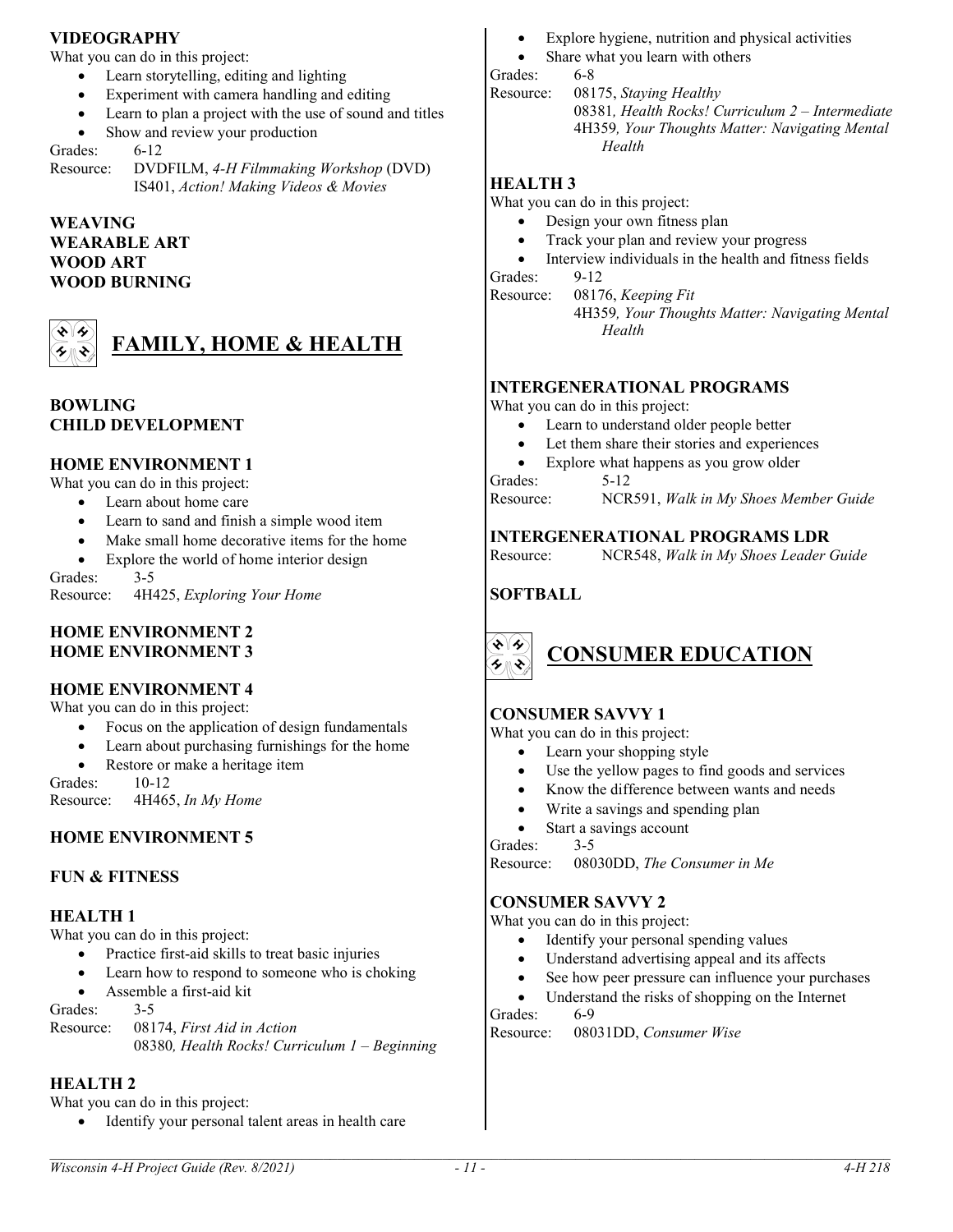### VIDEOGRAPHY

What you can do in this project:

- Learn storytelling, editing and lighting
- Experiment with camera handling and editing
- Learn to plan a project with the use of sound and titles
- Show and review your production

Grades: 6-12

Resource: DVDFILM, *4-H Filmmaking Workshop* (DVD)
IS401, *Action! Making Videos & Movies*

### WEAVING
### WEARABLE ART
### WOOD ART
### WOOD BURNING

## FAMILY, HOME & HEALTH

### BOWLING
### CHILD DEVELOPMENT

### HOME ENVIRONMENT 1

What you can do in this project:

- Learn about home care
- Learn to sand and finish a simple wood item
- Make small home decorative items for the home
- Explore the world of home interior design

Grades: 3-5

Resource: 4H425, *Exploring Your Home*

### HOME ENVIRONMENT 2
### HOME ENVIRONMENT 3

### HOME ENVIRONMENT 4

What you can do in this project:

- Focus on the application of design fundamentals
- Learn about purchasing furnishings for the home
- Restore or make a heritage item

Grades: 10-12

Resource: 4H465, *In My Home*

### HOME ENVIRONMENT 5

### FUN & FITNESS

### HEALTH 1

What you can do in this project:

- Practice first-aid skills to treat basic injuries
- Learn how to respond to someone who is choking
- Assemble a first-aid kit

Grades: 3-5

Resource: 08174, *First Aid in Action*
08380*, Health Rocks! Curriculum 1 – Beginning*

### HEALTH 2

What you can do in this project:

- Identify your personal talent areas in health care
- Explore hygiene, nutrition and physical activities
- Share what you learn with others

Grades: 6-8

Resource: 08175, *Staying Healthy*
08381*, Health Rocks! Curriculum 2 – Intermediate*
4H359*, Your Thoughts Matter: Navigating Mental Health*

### HEALTH 3

What you can do in this project:

- Design your own fitness plan
- Track your plan and review your progress
- Interview individuals in the health and fitness fields

Grades: 9-12

Resource: 08176, *Keeping Fit*
4H359*, Your Thoughts Matter: Navigating Mental Health*

### INTERGENERATIONAL PROGRAMS

What you can do in this project:

- Learn to understand older people better
- Let them share their stories and experiences
- Explore what happens as you grow older

Grades: 5-12

Resource: NCR591, *Walk in My Shoes Member Guide*

### INTERGENERATIONAL PROGRAMS LDR

Resource: NCR548, *Walk in My Shoes Leader Guide*

### SOFTBALL

## CONSUMER EDUCATION

### CONSUMER SAVVY 1

What you can do in this project:

- Learn your shopping style
- Use the yellow pages to find goods and services
- Know the difference between wants and needs
- Write a savings and spending plan
- Start a savings account

Grades: 3-5

Resource: 08030DD, *The Consumer in Me*

### CONSUMER SAVVY 2

What you can do in this project:

- Identify your personal spending values
- Understand advertising appeal and its affects
- See how peer pressure can influence your purchases
- Understand the risks of shopping on the Internet

Grades: 6-9

Resource: 08031DD, *Consumer Wise*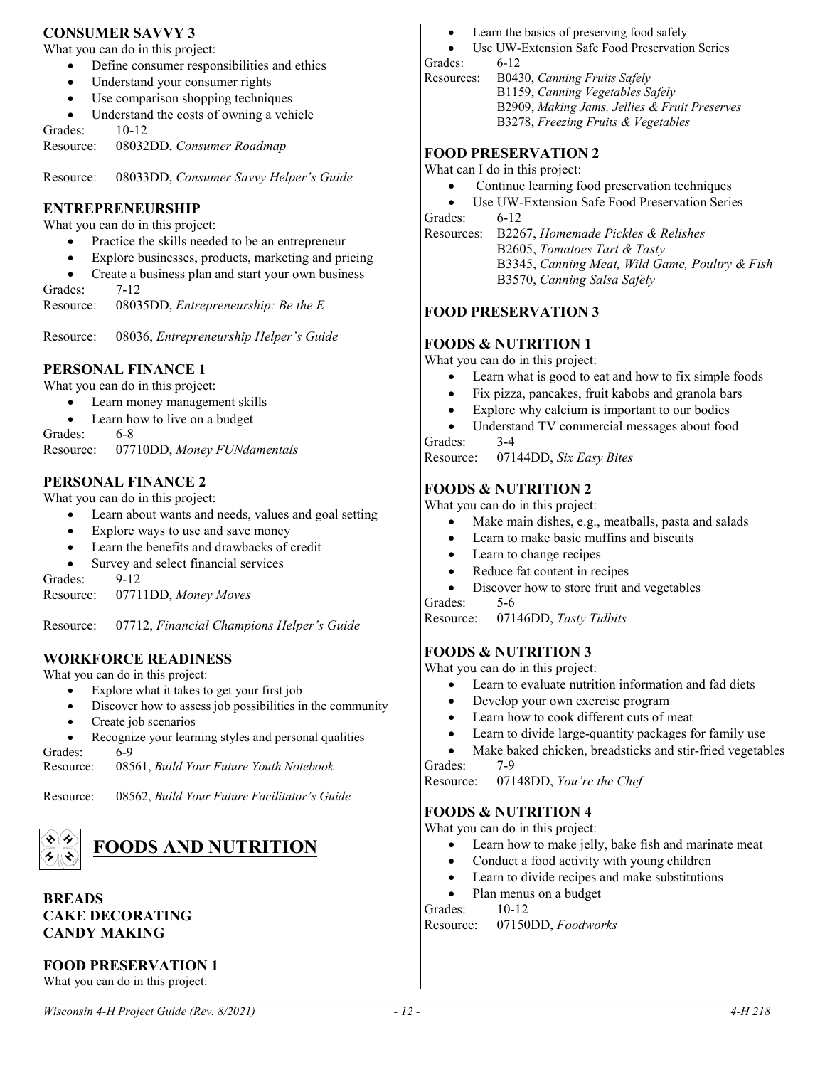### CONSUMER SAVVY 3

What you can do in this project:

- Define consumer responsibilities and ethics
- Understand your consumer rights
- Use comparison shopping techniques
- Understand the costs of owning a vehicle

Grades: 10-12
Resource: 08032DD, *Consumer Roadmap*

Resource: 08033DD, *Consumer Savvy Helper's Guide*

### ENTREPRENEURSHIP

What you can do in this project:

- Practice the skills needed to be an entrepreneur
- Explore businesses, products, marketing and pricing
- Create a business plan and start your own business

Grades: 7-12
Resource: 08035DD, *Entrepreneurship: Be the E*

Resource: 08036, *Entrepreneurship Helper's Guide*

### PERSONAL FINANCE 1

What you can do in this project:

- Learn money management skills
- Learn how to live on a budget

Grades: 6-8
Resource: 07710DD, *Money FUNdamentals*

### PERSONAL FINANCE 2

What you can do in this project:

- Learn about wants and needs, values and goal setting
- Explore ways to use and save money
- Learn the benefits and drawbacks of credit
- Survey and select financial services

Grades: 9-12
Resource: 07711DD, *Money Moves*

Resource: 07712, *Financial Champions Helper's Guide*

### WORKFORCE READINESS

What you can do in this project:

- Explore what it takes to get your first job
- Discover how to assess job possibilities in the community
- Create job scenarios
- Recognize your learning styles and personal qualities

Grades: 6-9
Resource: 08561, *Build Your Future Youth Notebook*

Resource: 08562, *Build Your Future Facilitator's Guide*

## FOODS AND NUTRITION

### BREADS
### CAKE DECORATING
### CANDY MAKING

### FOOD PRESERVATION 1

What you can do in this project:

- Learn the basics of preserving food safely
- Use UW-Extension Safe Food Preservation Series

Grades: 6-12
Resources: B0430, *Canning Fruits Safely*
B1159, *Canning Vegetables Safely*
B2909, *Making Jams, Jellies & Fruit Preserves*
B3278, *Freezing Fruits & Vegetables*

### FOOD PRESERVATION 2

What can I do in this project:

- Continue learning food preservation techniques
- Use UW-Extension Safe Food Preservation Series

Grades: 6-12
Resources: B2267, *Homemade Pickles & Relishes*
B2605, *Tomatoes Tart & Tasty*
B3345, *Canning Meat, Wild Game, Poultry & Fish*
B3570, *Canning Salsa Safely*

### FOOD PRESERVATION 3

### FOODS & NUTRITION 1

What you can do in this project:

- Learn what is good to eat and how to fix simple foods
- Fix pizza, pancakes, fruit kabobs and granola bars
- Explore why calcium is important to our bodies
- Understand TV commercial messages about food

Grades: 3-4
Resource: 07144DD, *Six Easy Bites*

### FOODS & NUTRITION 2

What you can do in this project:

- Make main dishes, e.g., meatballs, pasta and salads
- Learn to make basic muffins and biscuits
- Learn to change recipes
- Reduce fat content in recipes
- Discover how to store fruit and vegetables

Grades: 5-6
Resource: 07146DD, *Tasty Tidbits*

### FOODS & NUTRITION 3

What you can do in this project:

- Learn to evaluate nutrition information and fad diets
- Develop your own exercise program
- Learn how to cook different cuts of meat
- Learn to divide large-quantity packages for family use
- Make baked chicken, breadsticks and stir-fried vegetables

Grades: 7-9
Resource: 07148DD, *You're the Chef*

### FOODS & NUTRITION 4

What you can do in this project:

- Learn how to make jelly, bake fish and marinate meat
- Conduct a food activity with young children
- Learn to divide recipes and make substitutions
- Plan menus on a budget

Grades: 10-12
Resource: 07150DD, *Foodworks*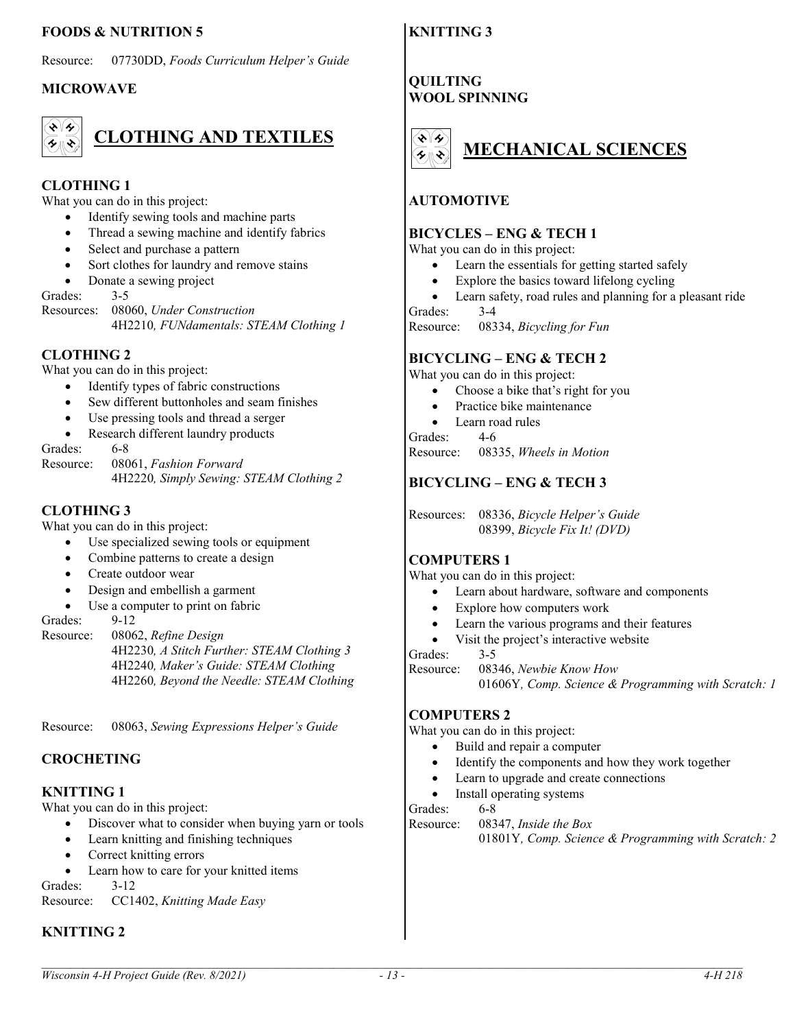### FOODS & NUTRITION 5

Resource: 07730DD, *Foods Curriculum Helper's Guide*

### MICROWAVE

## CLOTHING AND TEXTILES

### CLOTHING 1

What you can do in this project:

- Identify sewing tools and machine parts
- Thread a sewing machine and identify fabrics
- Select and purchase a pattern
- Sort clothes for laundry and remove stains
- Donate a sewing project

Grades: 3-5
Resources: 08060, *Under Construction*
4H2210*, FUNdamentals: STEAM Clothing 1*

### CLOTHING 2

What you can do in this project:

- Identify types of fabric constructions
- Sew different buttonholes and seam finishes
- Use pressing tools and thread a serger
- Research different laundry products

Grades: 6-8
Resource: 08061, *Fashion Forward*
4H2220*, Simply Sewing: STEAM Clothing 2*

### CLOTHING 3

What you can do in this project:

- Use specialized sewing tools or equipment
- Combine patterns to create a design
- Create outdoor wear
- Design and embellish a garment
- Use a computer to print on fabric

Grades: 9-12
Resource: 08062, *Refine Design*
4H2230*, A Stitch Further: STEAM Clothing 3*
4H2240*, Maker's Guide: STEAM Clothing*
4H2260*, Beyond the Needle: STEAM Clothing*

Resource: 08063, *Sewing Expressions Helper's Guide*

### CROCHETING

### KNITTING 1

What you can do in this project:

- Discover what to consider when buying yarn or tools
- Learn knitting and finishing techniques
- Correct knitting errors
- Learn how to care for your knitted items

Grades: 3-12
Resource: CC1402, *Knitting Made Easy*

### KNITTING 2

### KNITTING 3

### QUILTING

### WOOL SPINNING

## MECHANICAL SCIENCES

### AUTOMOTIVE

### BICYCLES – ENG & TECH 1

What you can do in this project:

- Learn the essentials for getting started safely
- Explore the basics toward lifelong cycling
- Learn safety, road rules and planning for a pleasant ride

Grades: 3-4
Resource: 08334, *Bicycling for Fun*

### BICYCLING – ENG & TECH 2

What you can do in this project:

- Choose a bike that's right for you
- Practice bike maintenance
- Learn road rules

Grades: 4-6
Resource: 08335, *Wheels in Motion*

### BICYCLING – ENG & TECH 3

Resources: 08336, *Bicycle Helper's Guide*
08399, *Bicycle Fix It! (DVD)*

### COMPUTERS 1

What you can do in this project:

- Learn about hardware, software and components
- Explore how computers work
- Learn the various programs and their features
- Visit the project's interactive website

Grades: 3-5
Resource: 08346, *Newbie Know How*
01606Y*, Comp. Science & Programming with Scratch: 1*

### COMPUTERS 2

What you can do in this project:

- Build and repair a computer
- Identify the components and how they work together
- Learn to upgrade and create connections
- Install operating systems

Grades: 6-8
Resource: 08347, *Inside the Box*
01801Y*, Comp. Science & Programming with Scratch: 2*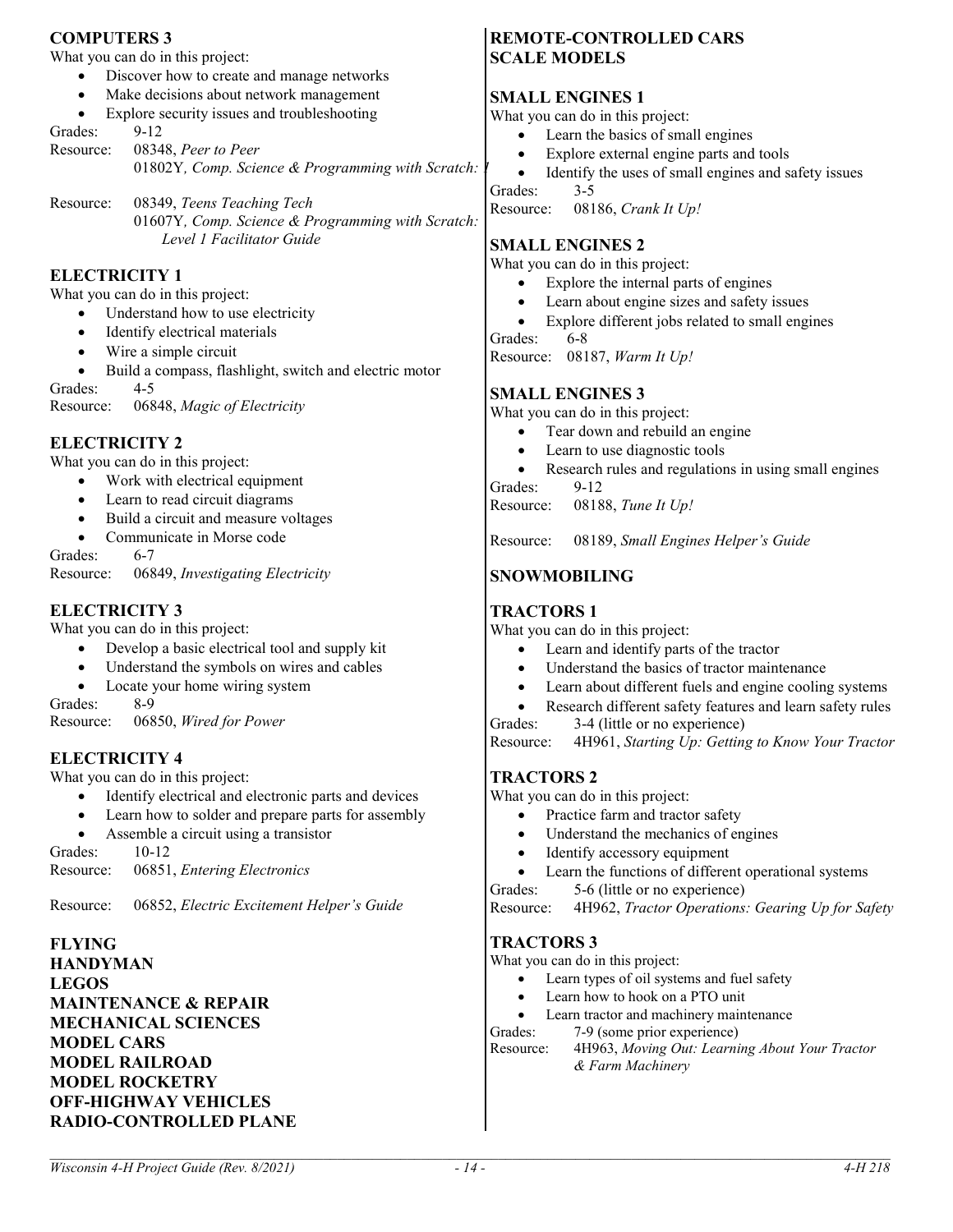## COMPUTERS 3

What you can do in this project:

- Discover how to create and manage networks
- Make decisions about network management
- Explore security issues and troubleshooting

Grades: 9-12

Resource: 08348, *Peer to Peer*
01802Y, *Comp. Science & Programming with Scratch:*

Resource: 08349, *Teens Teaching Tech*
01607Y, *Comp. Science & Programming with Scratch: Level 1 Facilitator Guide*

## ELECTRICITY 1

What you can do in this project:

- Understand how to use electricity
- Identify electrical materials
- Wire a simple circuit
- Build a compass, flashlight, switch and electric motor

Grades: 4-5

Resource: 06848, *Magic of Electricity*

## ELECTRICITY 2

What you can do in this project:

- Work with electrical equipment
- Learn to read circuit diagrams
- Build a circuit and measure voltages
- Communicate in Morse code

Grades: 6-7

Resource: 06849, *Investigating Electricity*

## ELECTRICITY 3

What you can do in this project:

- Develop a basic electrical tool and supply kit
- Understand the symbols on wires and cables
- Locate your home wiring system

Grades: 8-9

Resource: 06850, *Wired for Power*

## ELECTRICITY 4

What you can do in this project:

- Identify electrical and electronic parts and devices
- Learn how to solder and prepare parts for assembly
- Assemble a circuit using a transistor

Grades: 10-12

Resource: 06851, *Entering Electronics*

Resource: 06852, *Electric Excitement Helper's Guide*

## FLYING
## HANDYMAN
## LEGOS
## MAINTENANCE & REPAIR
## MECHANICAL SCIENCES
## MODEL CARS
## MODEL RAILROAD
## MODEL ROCKETRY
## OFF-HIGHWAY VEHICLES
## RADIO-CONTROLLED PLANE
## REMOTE-CONTROLLED CARS
## SCALE MODELS

## SMALL ENGINES 1

What you can do in this project:

- Learn the basics of small engines
- Explore external engine parts and tools
- Identify the uses of small engines and safety issues

Grades: 3-5

Resource: 08186, *Crank It Up!*

## SMALL ENGINES 2

What you can do in this project:

- Explore the internal parts of engines
- Learn about engine sizes and safety issues
- Explore different jobs related to small engines

Grades: 6-8

Resource: 08187, *Warm It Up!*

## SMALL ENGINES 3

What you can do in this project:

- Tear down and rebuild an engine
- Learn to use diagnostic tools
- Research rules and regulations in using small engines

Grades: 9-12

Resource: 08188, *Tune It Up!*

Resource: 08189, *Small Engines Helper's Guide*

## SNOWMOBILING

## TRACTORS 1

What you can do in this project:

- Learn and identify parts of the tractor
- Understand the basics of tractor maintenance
- Learn about different fuels and engine cooling systems
- Research different safety features and learn safety rules

Grades: 3-4 (little or no experience)

Resource: 4H961, *Starting Up: Getting to Know Your Tractor*

## TRACTORS 2

What you can do in this project:

- Practice farm and tractor safety
- Understand the mechanics of engines
- Identify accessory equipment
- Learn the functions of different operational systems

Grades: 5-6 (little or no experience)

Resource: 4H962, *Tractor Operations: Gearing Up for Safety*

## TRACTORS 3

What you can do in this project:

- Learn types of oil systems and fuel safety
- Learn how to hook on a PTO unit
- Learn tractor and machinery maintenance

Grades: 7-9 (some prior experience)

Resource: 4H963, *Moving Out: Learning About Your Tractor & Farm Machinery*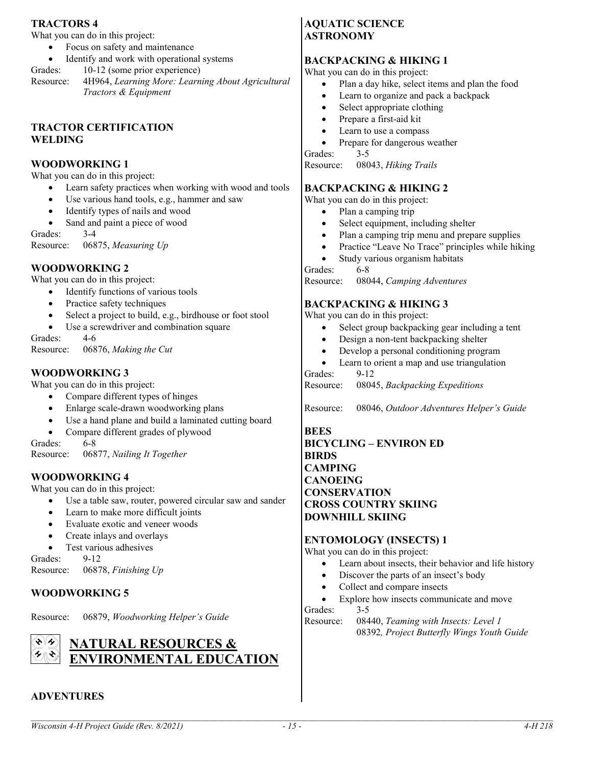### TRACTORS 4

What you can do in this project:

- Focus on safety and maintenance
- Identify and work with operational systems

Grades: 10-12 (some prior experience)
Resource: 4H964, *Learning More: Learning About Agricultural Tractors & Equipment*

### TRACTOR CERTIFICATION
### WELDING

### WOODWORKING 1

What you can do in this project:

- Learn safety practices when working with wood and tools
- Use various hand tools, e.g., hammer and saw
- Identify types of nails and wood
- Sand and paint a piece of wood

Grades: 3-4
Resource: 06875, *Measuring Up*

### WOODWORKING 2

What you can do in this project:

- Identify functions of various tools
- Practice safety techniques
- Select a project to build, e.g., birdhouse or foot stool
- Use a screwdriver and combination square

Grades: 4-6
Resource: 06876, *Making the Cut*

### WOODWORKING 3

What you can do in this project:

- Compare different types of hinges
- Enlarge scale-drawn woodworking plans
- Use a hand plane and build a laminated cutting board
- Compare different grades of plywood

Grades: 6-8
Resource: 06877, *Nailing It Together*

### WOODWORKING 4

What you can do in this project:

- Use a table saw, router, powered circular saw and sander
- Learn to make more difficult joints
- Evaluate exotic and veneer woods
- Create inlays and overlays
- Test various adhesives

Grades: 9-12
Resource: 06878, *Finishing Up*

### WOODWORKING 5

Resource: 06879, *Woodworking Helper's Guide*

## NATURAL RESOURCES & ENVIRONMENTAL EDUCATION

### ADVENTURES
### AQUATIC SCIENCE
### ASTRONOMY

### BACKPACKING & HIKING 1

What you can do in this project:

- Plan a day hike, select items and plan the food
- Learn to organize and pack a backpack
- Select appropriate clothing
- Prepare a first-aid kit
- Learn to use a compass
- Prepare for dangerous weather

Grades: 3-5
Resource: 08043, *Hiking Trails*

### BACKPACKING & HIKING 2

What you can do in this project:

- Plan a camping trip
- Select equipment, including shelter
- Plan a camping trip menu and prepare supplies
- Practice "Leave No Trace" principles while hiking
- Study various organism habitats

Grades: 6-8
Resource: 08044, *Camping Adventures*

### BACKPACKING & HIKING 3

What you can do in this project:

- Select group backpacking gear including a tent
- Design a non-tent backpacking shelter
- Develop a personal conditioning program
- Learn to orient a map and use triangulation

Grades: 9-12
Resource: 08045, *Backpacking Expeditions*

Resource: 08046, *Outdoor Adventures Helper's Guide*

### BEES
### BICYCLING – ENVIRON ED
### BIRDS
### CAMPING
### CANOEING
### CONSERVATION
### CROSS COUNTRY SKIING
### DOWNHILL SKIING

### ENTOMOLOGY (INSECTS) 1

What you can do in this project:

- Learn about insects, their behavior and life history
- Discover the parts of an insect's body
- Collect and compare insects
- Explore how insects communicate and move

Grades: 3-5
Resource: 08440, *Teaming with Insects: Level 1*
08392, *Project Butterfly Wings Youth Guide*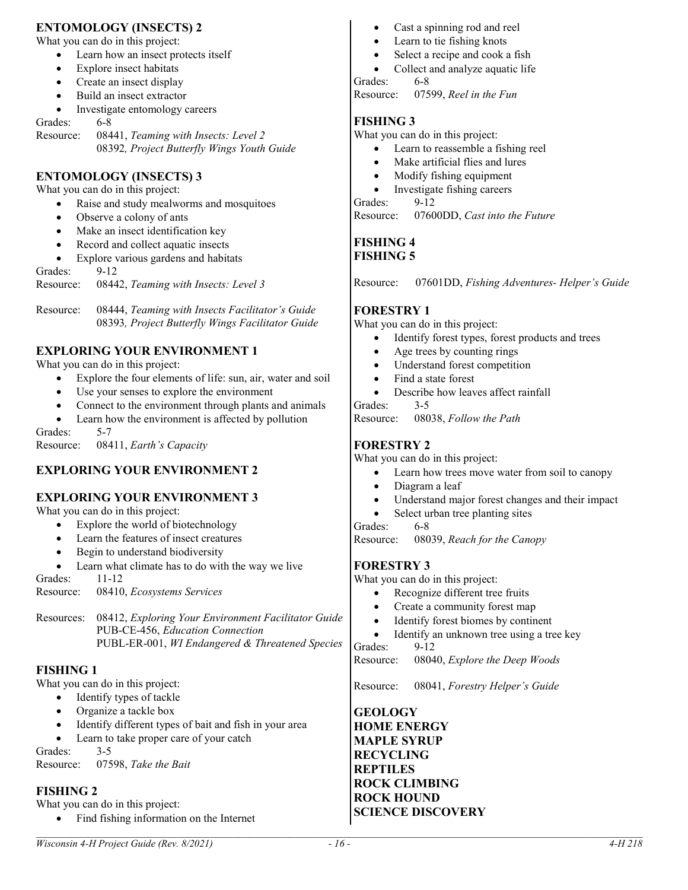## ENTOMOLOGY (INSECTS) 2

What you can do in this project:

- Learn how an insect protects itself
- Explore insect habitats
- Create an insect display
- Build an insect extractor
- Investigate entomology careers

Grades: 6-8
Resource: 08441, *Teaming with Insects: Level 2*
08392*, Project Butterfly Wings Youth Guide*

## ENTOMOLOGY (INSECTS) 3

What you can do in this project:

- Raise and study mealworms and mosquitoes
- Observe a colony of ants
- Make an insect identification key
- Record and collect aquatic insects
- Explore various gardens and habitats

Grades: 9-12
Resource: 08442, *Teaming with Insects: Level 3*

Resource: 08444, *Teaming with Insects Facilitator's Guide*
08393*, Project Butterfly Wings Facilitator Guide*

## EXPLORING YOUR ENVIRONMENT 1

What you can do in this project:

- Explore the four elements of life: sun, air, water and soil
- Use your senses to explore the environment
- Connect to the environment through plants and animals
- Learn how the environment is affected by pollution

Grades: 5-7
Resource: 08411, *Earth's Capacity*

## EXPLORING YOUR ENVIRONMENT 2

## EXPLORING YOUR ENVIRONMENT 3

What you can do in this project:

- Explore the world of biotechnology
- Learn the features of insect creatures
- Begin to understand biodiversity
- Learn what climate has to do with the way we live

Grades: 11-12
Resource: 08410, *Ecosystems Services*

Resources: 08412, *Exploring Your Environment Facilitator Guide*
PUB-CE-456, *Education Connection*
PUBL-ER-001, *WI Endangered & Threatened Species*

## FISHING 1

What you can do in this project:

- Identify types of tackle
- Organize a tackle box
- Identify different types of bait and fish in your area
- Learn to take proper care of your catch

Grades: 3-5
Resource: 07598, *Take the Bait*

## FISHING 2

What you can do in this project:

- Find fishing information on the Internet
- Cast a spinning rod and reel
- Learn to tie fishing knots
- Select a recipe and cook a fish
- Collect and analyze aquatic life

Grades: 6-8
Resource: 07599, *Reel in the Fun*

## FISHING 3

What you can do in this project:

- Learn to reassemble a fishing reel
- Make artificial flies and lures
- Modify fishing equipment
- Investigate fishing careers

Grades: 9-12
Resource: 07600DD, *Cast into the Future*

## FISHING 4
## FISHING 5

Resource: 07601DD, *Fishing Adventures- Helper's Guide*

## FORESTRY 1

What you can do in this project:

- Identify forest types, forest products and trees
- Age trees by counting rings
- Understand forest competition
- Find a state forest
- Describe how leaves affect rainfall

Grades: 3-5
Resource: 08038, *Follow the Path*

## FORESTRY 2

What you can do in this project:

- Learn how trees move water from soil to canopy
- Diagram a leaf
- Understand major forest changes and their impact
- Select urban tree planting sites

Grades: 6-8
Resource: 08039, *Reach for the Canopy*

## FORESTRY 3

What you can do in this project:

- Recognize different tree fruits
- Create a community forest map
- Identify forest biomes by continent
- Identify an unknown tree using a tree key

Grades: 9-12
Resource: 08040, *Explore the Deep Woods*

Resource: 08041, *Forestry Helper's Guide*

## GEOLOGY
## HOME ENERGY
## MAPLE SYRUP
## RECYCLING
## REPTILES
## ROCK CLIMBING
## ROCK HOUND
## SCIENCE DISCOVERY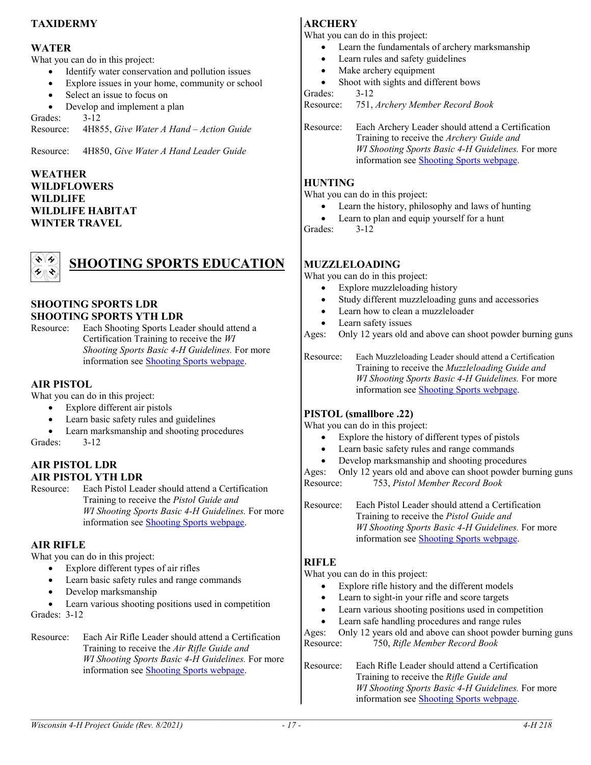### TAXIDERMY

### WATER

What you can do in this project:

- Identify water conservation and pollution issues
- Explore issues in your home, community or school
- Select an issue to focus on
- Develop and implement a plan

Grades: 3-12

Resource: 4H855, *Give Water A Hand – Action Guide*

Resource: 4H850, *Give Water A Hand Leader Guide*

### WEATHER

### WILDFLOWERS

### WILDLIFE

### WILDLIFE HABITAT

### WINTER TRAVEL

## SHOOTING SPORTS EDUCATION

### SHOOTING SPORTS LDR

### SHOOTING SPORTS YTH LDR

Resource: Each Shooting Sports Leader should attend a Certification Training to receive the *WI Shooting Sports Basic 4-H Guidelines.* For more information see Shooting Sports webpage.

### AIR PISTOL

What you can do in this project:

- Explore different air pistols
- Learn basic safety rules and guidelines
- Learn marksmanship and shooting procedures

Grades: 3-12

### AIR PISTOL LDR

### AIR PISTOL YTH LDR

Resource: Each Pistol Leader should attend a Certification Training to receive the *Pistol Guide and WI Shooting Sports Basic 4-H Guidelines.* For more information see Shooting Sports webpage.

### AIR RIFLE

What you can do in this project:

- Explore different types of air rifles
- Learn basic safety rules and range commands
- Develop marksmanship
- Learn various shooting positions used in competition

Grades: 3-12

Resource: Each Air Rifle Leader should attend a Certification Training to receive the *Air Rifle Guide and WI Shooting Sports Basic 4-H Guidelines.* For more information see Shooting Sports webpage.

### ARCHERY

What you can do in this project:

- Learn the fundamentals of archery marksmanship
- Learn rules and safety guidelines
- Make archery equipment
- Shoot with sights and different bows

Grades: 3-12

Resource: 751, *Archery Member Record Book*

Resource: Each Archery Leader should attend a Certification Training to receive the *Archery Guide and WI Shooting Sports Basic 4-H Guidelines.* For more information see Shooting Sports webpage.

### HUNTING

What you can do in this project:

- Learn the history, philosophy and laws of hunting
- Learn to plan and equip yourself for a hunt

Grades: 3-12

### MUZZLELOADING

What you can do in this project:

- Explore muzzleloading history
- Study different muzzleloading guns and accessories
- Learn how to clean a muzzleloader
- Learn safety issues

Ages: Only 12 years old and above can shoot powder burning guns

Resource: Each Muzzleloading Leader should attend a Certification Training to receive the *Muzzleloading Guide and WI Shooting Sports Basic 4-H Guidelines.* For more information see Shooting Sports webpage.

### PISTOL (smallbore .22)

What you can do in this project:

- Explore the history of different types of pistols
- Learn basic safety rules and range commands
- Develop marksmanship and shooting procedures

Ages: Only 12 years old and above can shoot powder burning guns

Resource: 753, *Pistol Member Record Book*

Resource: Each Pistol Leader should attend a Certification Training to receive the *Pistol Guide and WI Shooting Sports Basic 4-H Guidelines.* For more information see Shooting Sports webpage.

### RIFLE

What you can do in this project:

- Explore rifle history and the different models
- Learn to sight-in your rifle and score targets
- Learn various shooting positions used in competition
- Learn safe handling procedures and range rules

Ages: Only 12 years old and above can shoot powder burning guns

Resource: 750, *Rifle Member Record Book*

Resource: Each Rifle Leader should attend a Certification Training to receive the *Rifle Guide and WI Shooting Sports Basic 4-H Guidelines.* For more information see Shooting Sports webpage.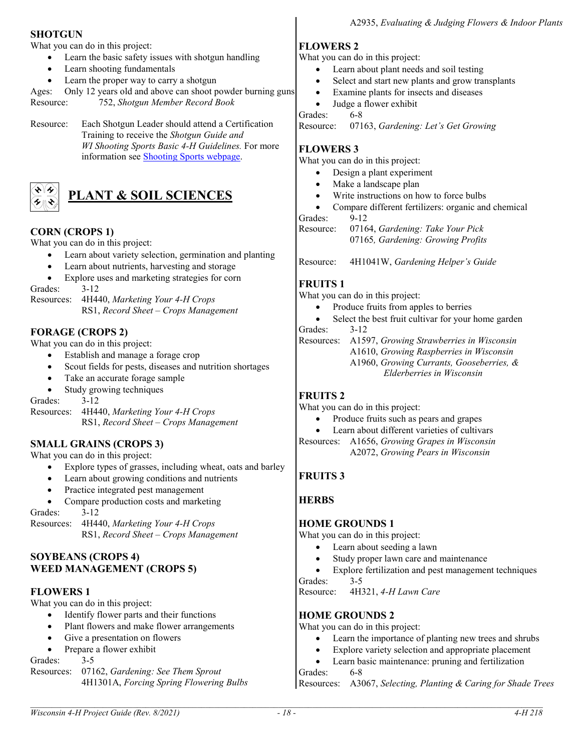## SHOTGUN

What you can do in this project:

- Learn the basic safety issues with shotgun handling
- Learn shooting fundamentals
- Learn the proper way to carry a shotgun

Ages: Only 12 years old and above can shoot powder burning guns
Resource: 752, *Shotgun Member Record Book*

Resource: Each Shotgun Leader should attend a Certification Training to receive the *Shotgun Guide and WI Shooting Sports Basic 4-H Guidelines.* For more information see Shooting Sports webpage.

# PLANT & SOIL SCIENCES

## CORN (CROPS 1)

What you can do in this project:

- Learn about variety selection, germination and planting
- Learn about nutrients, harvesting and storage
- Explore uses and marketing strategies for corn

Grades: 3-12
Resources: 4H440, *Marketing Your 4-H Crops*
RS1, *Record Sheet – Crops Management*

## FORAGE (CROPS 2)

What you can do in this project:

- Establish and manage a forage crop
- Scout fields for pests, diseases and nutrition shortages
- Take an accurate forage sample
- Study growing techniques

Grades: 3-12
Resources: 4H440, *Marketing Your 4-H Crops*
RS1, *Record Sheet – Crops Management*

## SMALL GRAINS (CROPS 3)

What you can do in this project:

- Explore types of grasses, including wheat, oats and barley
- Learn about growing conditions and nutrients
- Practice integrated pest management
- Compare production costs and marketing

Grades: 3-12
Resources: 4H440, *Marketing Your 4-H Crops*
RS1, *Record Sheet – Crops Management*

## SOYBEANS (CROPS 4)
## WEED MANAGEMENT (CROPS 5)

## FLOWERS 1

What you can do in this project:

- Identify flower parts and their functions
- Plant flowers and make flower arrangements
- Give a presentation on flowers
- Prepare a flower exhibit

Grades: 3-5
Resources: 07162, *Gardening: See Them Sprout*
4H1301A, *Forcing Spring Flowering Bulbs*
A2935, *Evaluating & Judging Flowers & Indoor Plants*

## FLOWERS 2

What you can do in this project:

- Learn about plant needs and soil testing
- Select and start new plants and grow transplants
- Examine plants for insects and diseases
- Judge a flower exhibit

Grades: 6-8
Resource: 07163, *Gardening: Let's Get Growing*

## FLOWERS 3

What you can do in this project:

- Design a plant experiment
- Make a landscape plan
- Write instructions on how to force bulbs
- Compare different fertilizers: organic and chemical

Grades: 9-12
Resource: 07164, *Gardening: Take Your Pick*
07165, *Gardening: Growing Profits*

Resource: 4H1041W, *Gardening Helper's Guide*

## FRUITS 1

What you can do in this project:

- Produce fruits from apples to berries
- Select the best fruit cultivar for your home garden

Grades: 3-12
Resources: A1597, *Growing Strawberries in Wisconsin*
A1610, *Growing Raspberries in Wisconsin*
A1960, *Growing Currants, Gooseberries, & Elderberries in Wisconsin*

## FRUITS 2

What you can do in this project:

- Produce fruits such as pears and grapes
- Learn about different varieties of cultivars

Resources: A1656, *Growing Grapes in Wisconsin*
A2072, *Growing Pears in Wisconsin*

## FRUITS 3

## HERBS

## HOME GROUNDS 1

What you can do in this project:

- Learn about seeding a lawn
- Study proper lawn care and maintenance
- Explore fertilization and pest management techniques

Grades: 3-5
Resource: 4H321, *4-H Lawn Care*

## HOME GROUNDS 2

What you can do in this project:

- Learn the importance of planting new trees and shrubs
- Explore variety selection and appropriate placement
- Learn basic maintenance: pruning and fertilization

Grades: 6-8
Resources: A3067, *Selecting, Planting & Caring for Shade Trees*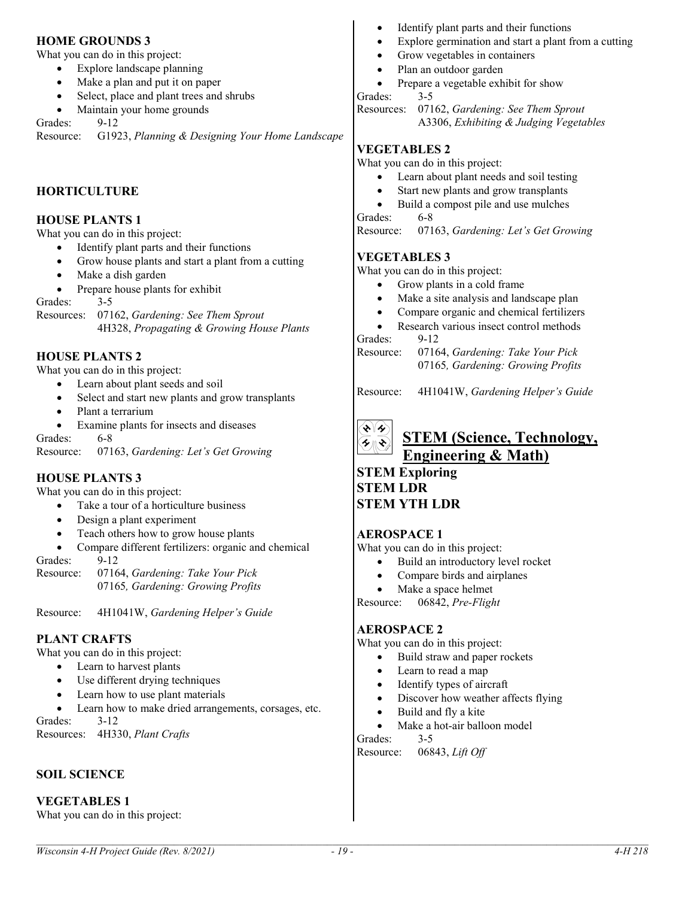### HOME GROUNDS 3

What you can do in this project:

- Explore landscape planning
- Make a plan and put it on paper
- Select, place and plant trees and shrubs
- Maintain your home grounds

Grades: 9-12

Resource: G1923, *Planning & Designing Your Home Landscape*

### HORTICULTURE

### HOUSE PLANTS 1

What you can do in this project:

- Identify plant parts and their functions
- Grow house plants and start a plant from a cutting
- Make a dish garden
- Prepare house plants for exhibit

Grades: 3-5

Resources: 07162, *Gardening: See Them Sprout*
4H328, *Propagating & Growing House Plants*

### HOUSE PLANTS 2

What you can do in this project:

- Learn about plant seeds and soil
- Select and start new plants and grow transplants
- Plant a terrarium
- Examine plants for insects and diseases

Grades: 6-8

Resource: 07163, *Gardening: Let's Get Growing*

### HOUSE PLANTS 3

What you can do in this project:

- Take a tour of a horticulture business
- Design a plant experiment
- Teach others how to grow house plants
- Compare different fertilizers: organic and chemical

Grades: 9-12

Resource: 07164, *Gardening: Take Your Pick*
07165, *Gardening: Growing Profits*

Resource: 4H1041W, *Gardening Helper's Guide*

### PLANT CRAFTS

What you can do in this project:

- Learn to harvest plants
- Use different drying techniques
- Learn how to use plant materials
- Learn how to make dried arrangements, corsages, etc.

Grades: 3-12

Resources: 4H330, *Plant Crafts*

### SOIL SCIENCE

### VEGETABLES 1

What you can do in this project:

- Identify plant parts and their functions
- Explore germination and start a plant from a cutting
- Grow vegetables in containers
- Plan an outdoor garden
- Prepare a vegetable exhibit for show

Grades: 3-5

Resources: 07162, *Gardening: See Them Sprout*
A3306, *Exhibiting & Judging Vegetables*

### VEGETABLES 2

What you can do in this project:

- Learn about plant needs and soil testing
- Start new plants and grow transplants
- Build a compost pile and use mulches

Grades: 6-8

Resource: 07163, *Gardening: Let's Get Growing*

### VEGETABLES 3

What you can do in this project:

- Grow plants in a cold frame
- Make a site analysis and landscape plan
- Compare organic and chemical fertilizers
- Research various insect control methods

Grades: 9-12

Resource: 07164, *Gardening: Take Your Pick*
07165, *Gardening: Growing Profits*

Resource: 4H1041W, *Gardening Helper's Guide*

## STEM (Science, Technology, Engineering & Math)

**STEM Exploring**
**STEM LDR**
**STEM YTH LDR**

### AEROSPACE 1

What you can do in this project:

- Build an introductory level rocket
- Compare birds and airplanes
- Make a space helmet

Resource: 06842, *Pre-Flight*

### AEROSPACE 2

What you can do in this project:

- Build straw and paper rockets
- Learn to read a map
- Identify types of aircraft
- Discover how weather affects flying
- Build and fly a kite
- Make a hot-air balloon model

Grades: 3-5

Resource: 06843, *Lift Off*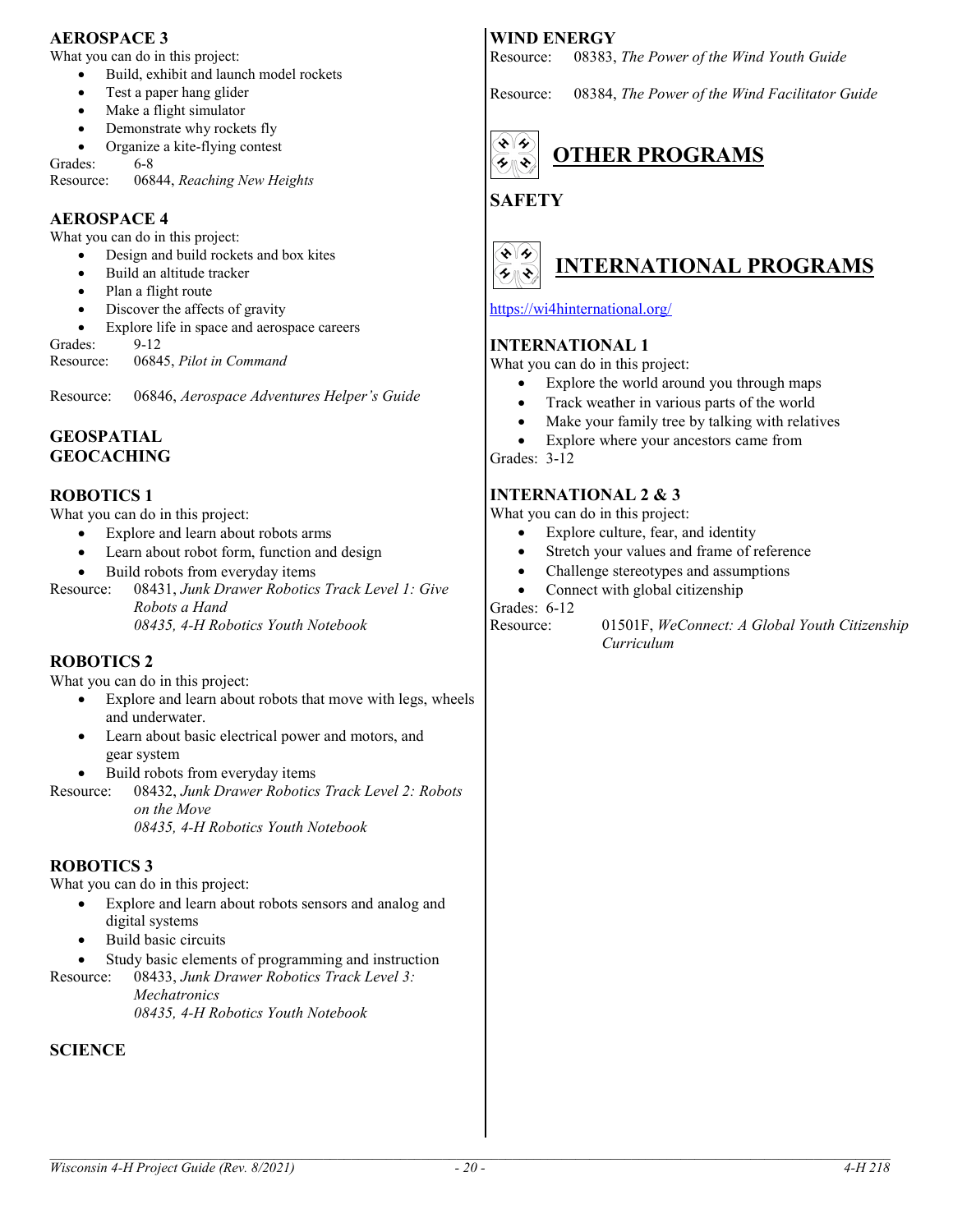### AEROSPACE 3

What you can do in this project:

- Build, exhibit and launch model rockets
- Test a paper hang glider
- Make a flight simulator
- Demonstrate why rockets fly
- Organize a kite-flying contest

Grades: 6-8
Resource: 06844, *Reaching New Heights*

### AEROSPACE 4

What you can do in this project:

- Design and build rockets and box kites
- Build an altitude tracker
- Plan a flight route
- Discover the affects of gravity
- Explore life in space and aerospace careers

Grades: 9-12
Resource: 06845, *Pilot in Command*

Resource: 06846, *Aerospace Adventures Helper's Guide*

### GEOSPATIAL
### GEOCACHING

### ROBOTICS 1

What you can do in this project:

- Explore and learn about robots arms
- Learn about robot form, function and design
- Build robots from everyday items

Resource: 08431, *Junk Drawer Robotics Track Level 1: Give Robots a Hand*
*08435, 4-H Robotics Youth Notebook*

### ROBOTICS 2

What you can do in this project:

- Explore and learn about robots that move with legs, wheels and underwater.
- Learn about basic electrical power and motors, and gear system
- Build robots from everyday items

Resource: 08432, *Junk Drawer Robotics Track Level 2: Robots on the Move*
*08435, 4-H Robotics Youth Notebook*

### ROBOTICS 3

What you can do in this project:

- Explore and learn about robots sensors and analog and digital systems
- Build basic circuits
- Study basic elements of programming and instruction

Resource: 08433, *Junk Drawer Robotics Track Level 3: Mechatronics*
*08435, 4-H Robotics Youth Notebook*

### SCIENCE

### WIND ENERGY

Resource: 08383, *The Power of the Wind Youth Guide*

Resource: 08384, *The Power of the Wind Facilitator Guide*

## OTHER PROGRAMS

### SAFETY

## INTERNATIONAL PROGRAMS

https://wi4hinternational.org/

### INTERNATIONAL 1

What you can do in this project:

- Explore the world around you through maps
- Track weather in various parts of the world
- Make your family tree by talking with relatives
- Explore where your ancestors came from

Grades: 3-12

### INTERNATIONAL 2 & 3

What you can do in this project:

- Explore culture, fear, and identity
- Stretch your values and frame of reference
- Challenge stereotypes and assumptions
- Connect with global citizenship

Grades: 6-12
Resource: 01501F, *WeConnect: A Global Youth Citizenship Curriculum*